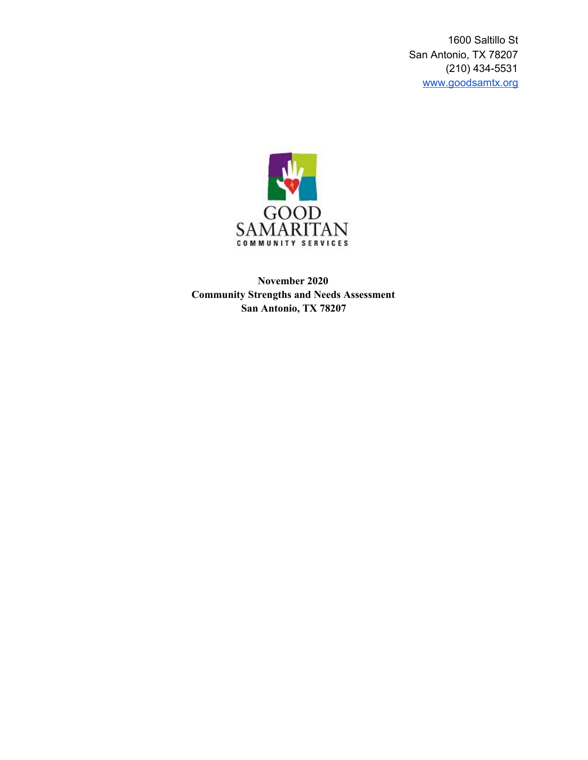1600 Saltillo St
San Antonio, TX 78207
(210) 434-5531
www.goodsamtx.org

GOOD SAMARITAN
COMMUNITY SERVICES

**November 2020**
**Community Strengths and Needs Assessment**
**San Antonio, TX 78207**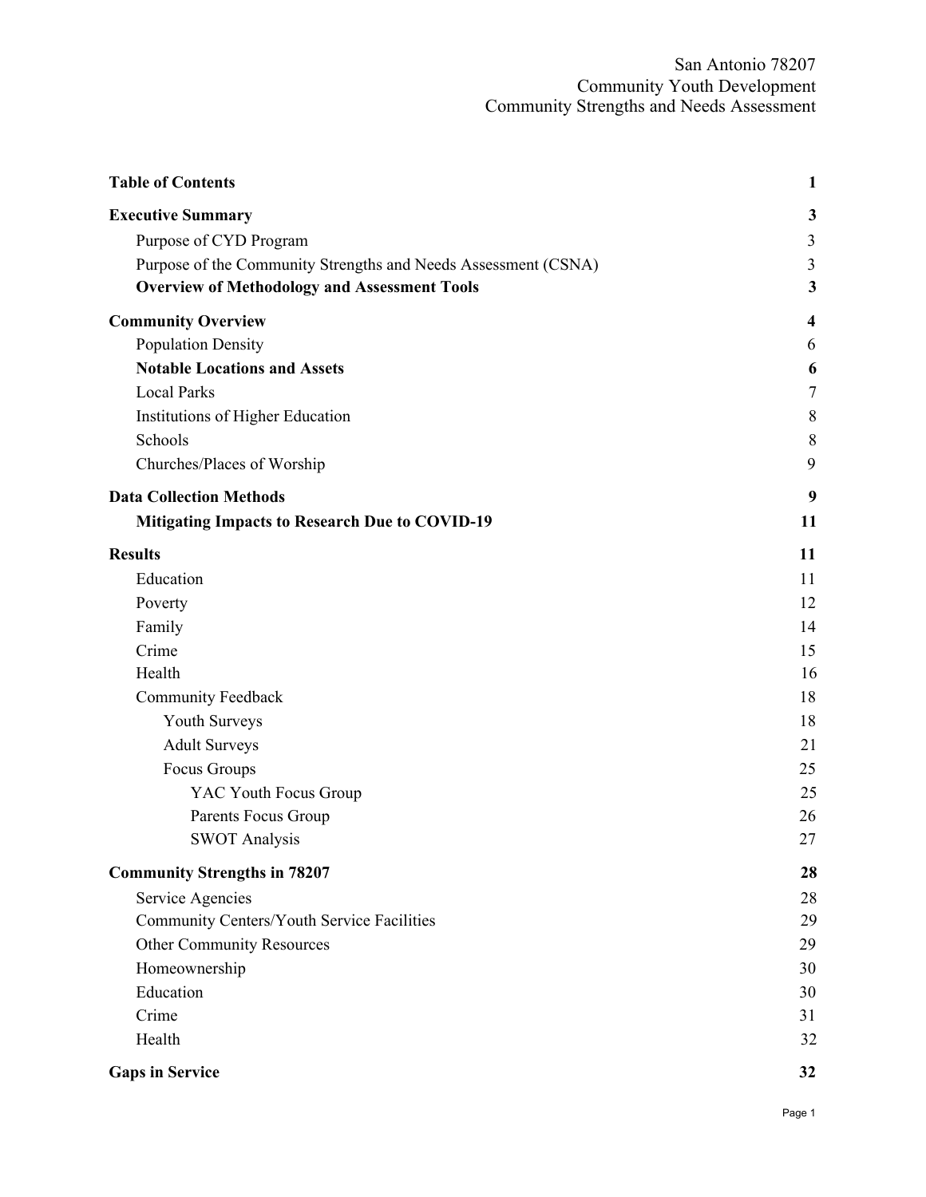San Antonio 78207
Community Youth Development
Community Strengths and Needs Assessment

| | |
|---|---|
| **Table of Contents** | **1** |
| **Executive Summary** | **3** |
| Purpose of CYD Program | 3 |
| Purpose of the Community Strengths and Needs Assessment (CSNA) | 3 |
| **Overview of Methodology and Assessment Tools** | **3** |
| **Community Overview** | **4** |
| Population Density | 6 |
| **Notable Locations and Assets** | **6** |
| Local Parks | 7 |
| Institutions of Higher Education | 8 |
| Schools | 8 |
| Churches/Places of Worship | 9 |
| **Data Collection Methods** | **9** |
| **Mitigating Impacts to Research Due to COVID-19** | **11** |
| **Results** | **11** |
| Education | 11 |
| Poverty | 12 |
| Family | 14 |
| Crime | 15 |
| Health | 16 |
| Community Feedback | 18 |
| Youth Surveys | 18 |
| Adult Surveys | 21 |
| Focus Groups | 25 |
| YAC Youth Focus Group | 25 |
| Parents Focus Group | 26 |
| SWOT Analysis | 27 |
| **Community Strengths in 78207** | **28** |
| Service Agencies | 28 |
| Community Centers/Youth Service Facilities | 29 |
| Other Community Resources | 29 |
| Homeownership | 30 |
| Education | 30 |
| Crime | 31 |
| Health | 32 |
| **Gaps in Service** | **32** |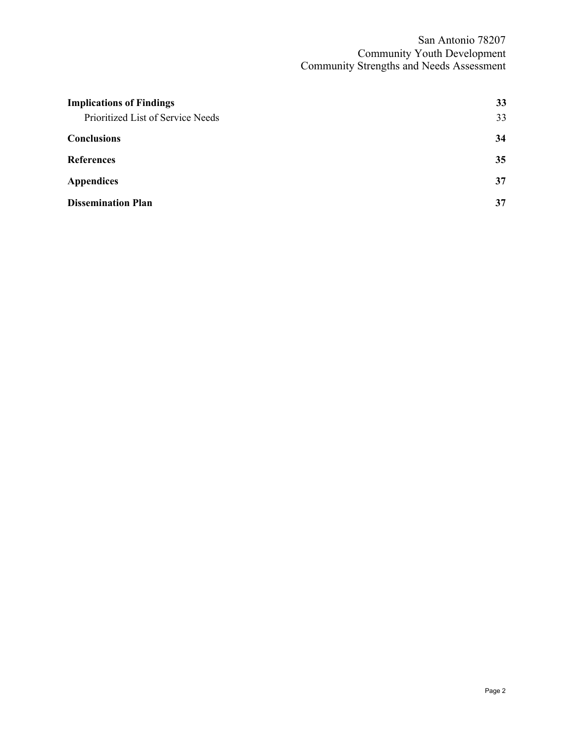| | |
|---|---|
| **Implications of Findings** | **33** |
| Prioritized List of Service Needs | 33 |
| **Conclusions** | **34** |
| **References** | **35** |
| **Appendices** | **37** |
| **Dissemination Plan** | **37** |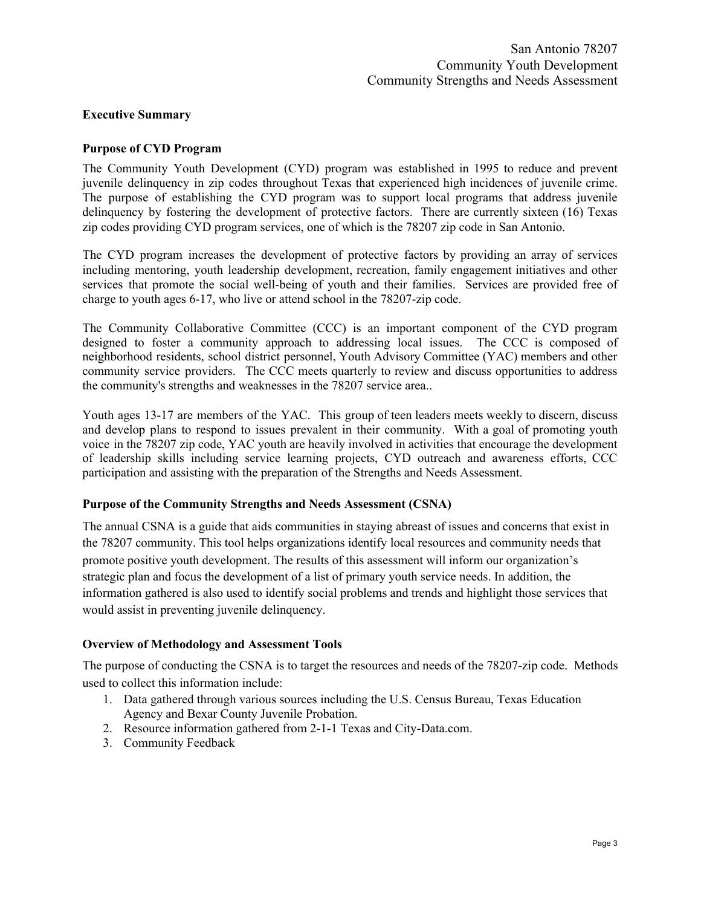## Executive Summary

### Purpose of CYD Program

The Community Youth Development (CYD) program was established in 1995 to reduce and prevent juvenile delinquency in zip codes throughout Texas that experienced high incidences of juvenile crime. The purpose of establishing the CYD program was to support local programs that address juvenile delinquency by fostering the development of protective factors. There are currently sixteen (16) Texas zip codes providing CYD program services, one of which is the 78207 zip code in San Antonio.

The CYD program increases the development of protective factors by providing an array of services including mentoring, youth leadership development, recreation, family engagement initiatives and other services that promote the social well-being of youth and their families. Services are provided free of charge to youth ages 6-17, who live or attend school in the 78207-zip code.

The Community Collaborative Committee (CCC) is an important component of the CYD program designed to foster a community approach to addressing local issues. The CCC is composed of neighborhood residents, school district personnel, Youth Advisory Committee (YAC) members and other community service providers. The CCC meets quarterly to review and discuss opportunities to address the community's strengths and weaknesses in the 78207 service area..

Youth ages 13-17 are members of the YAC. This group of teen leaders meets weekly to discern, discuss and develop plans to respond to issues prevalent in their community. With a goal of promoting youth voice in the 78207 zip code, YAC youth are heavily involved in activities that encourage the development of leadership skills including service learning projects, CYD outreach and awareness efforts, CCC participation and assisting with the preparation of the Strengths and Needs Assessment.

### Purpose of the Community Strengths and Needs Assessment (CSNA)

The annual CSNA is a guide that aids communities in staying abreast of issues and concerns that exist in the 78207 community. This tool helps organizations identify local resources and community needs that promote positive youth development. The results of this assessment will inform our organization's strategic plan and focus the development of a list of primary youth service needs. In addition, the information gathered is also used to identify social problems and trends and highlight those services that would assist in preventing juvenile delinquency.

### Overview of Methodology and Assessment Tools

The purpose of conducting the CSNA is to target the resources and needs of the 78207-zip code. Methods used to collect this information include:

1. Data gathered through various sources including the U.S. Census Bureau, Texas Education Agency and Bexar County Juvenile Probation.
2. Resource information gathered from 2-1-1 Texas and City-Data.com.
3. Community Feedback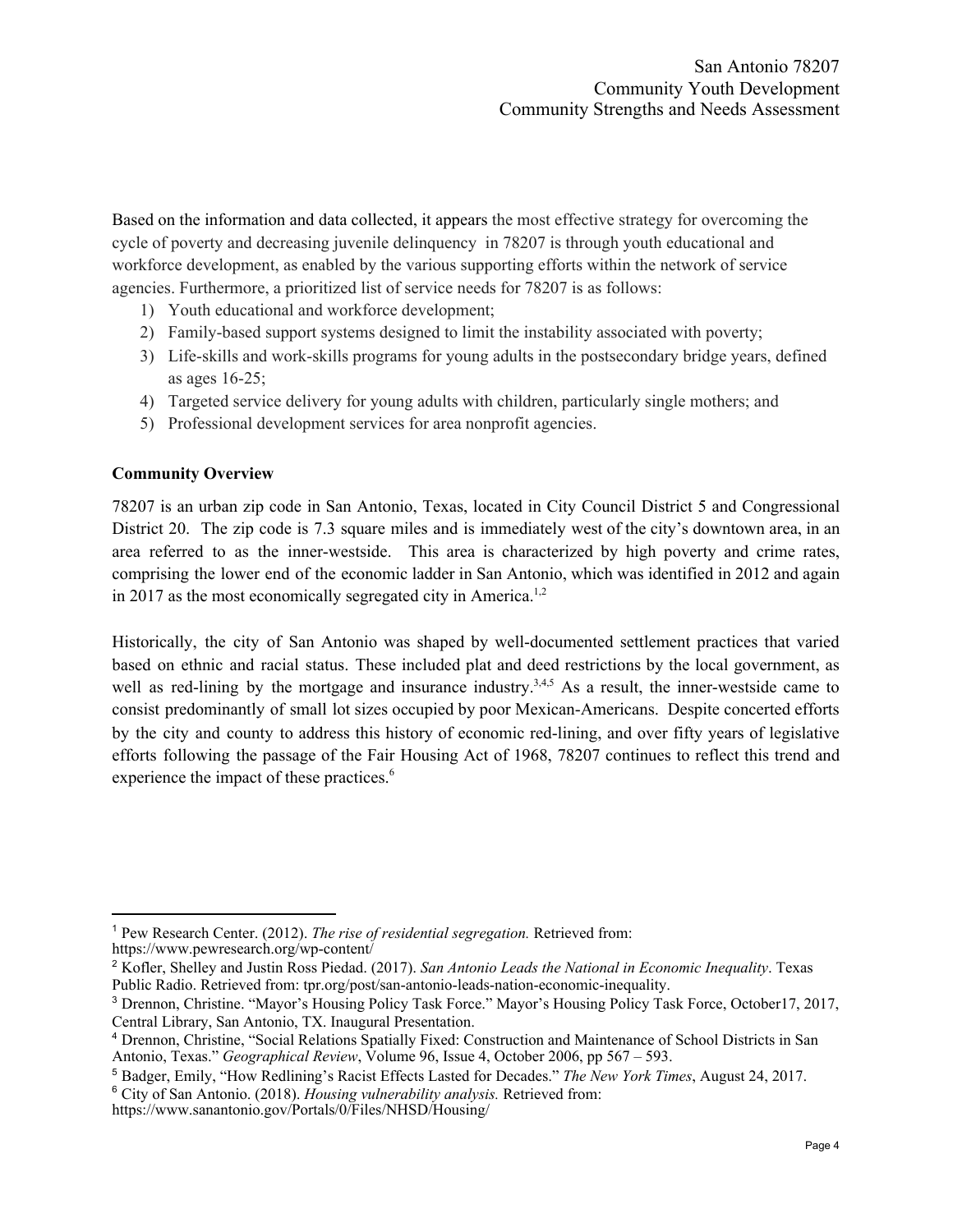Based on the information and data collected, it appears the most effective strategy for overcoming the cycle of poverty and decreasing juvenile delinquency in 78207 is through youth educational and workforce development, as enabled by the various supporting efforts within the network of service agencies. Furthermore, a prioritized list of service needs for 78207 is as follows:

1) Youth educational and workforce development;
2) Family-based support systems designed to limit the instability associated with poverty;
3) Life-skills and work-skills programs for young adults in the postsecondary bridge years, defined as ages 16-25;
4) Targeted service delivery for young adults with children, particularly single mothers; and
5) Professional development services for area nonprofit agencies.

**Community Overview**

78207 is an urban zip code in San Antonio, Texas, located in City Council District 5 and Congressional District 20. The zip code is 7.3 square miles and is immediately west of the city's downtown area, in an area referred to as the inner-westside. This area is characterized by high poverty and crime rates, comprising the lower end of the economic ladder in San Antonio, which was identified in 2012 and again in 2017 as the most economically segregated city in America.[1,2]

Historically, the city of San Antonio was shaped by well-documented settlement practices that varied based on ethnic and racial status. These included plat and deed restrictions by the local government, as well as red-lining by the mortgage and insurance industry.[3,4,5] As a result, the inner-westside came to consist predominantly of small lot sizes occupied by poor Mexican-Americans. Despite concerted efforts by the city and county to address this history of economic red-lining, and over fifty years of legislative efforts following the passage of the Fair Housing Act of 1968, 78207 continues to reflect this trend and experience the impact of these practices.[6]

---

[1] Pew Research Center. (2012). *The rise of residential segregation.* Retrieved from: https://www.pewresearch.org/wp-content/

[2] Kofler, Shelley and Justin Ross Piedad. (2017). *San Antonio Leads the National in Economic Inequality*. Texas Public Radio. Retrieved from: tpr.org/post/san-antonio-leads-nation-economic-inequality.

[3] Drennon, Christine. "Mayor's Housing Policy Task Force." Mayor's Housing Policy Task Force, October17, 2017, Central Library, San Antonio, TX. Inaugural Presentation.

[4] Drennon, Christine, "Social Relations Spatially Fixed: Construction and Maintenance of School Districts in San Antonio, Texas." *Geographical Review*, Volume 96, Issue 4, October 2006, pp 567 – 593.

[5] Badger, Emily, "How Redlining's Racist Effects Lasted for Decades." *The New York Times*, August 24, 2017.

[6] City of San Antonio. (2018). *Housing vulnerability analysis.* Retrieved from: https://www.sanantonio.gov/Portals/0/Files/NHSD/Housing/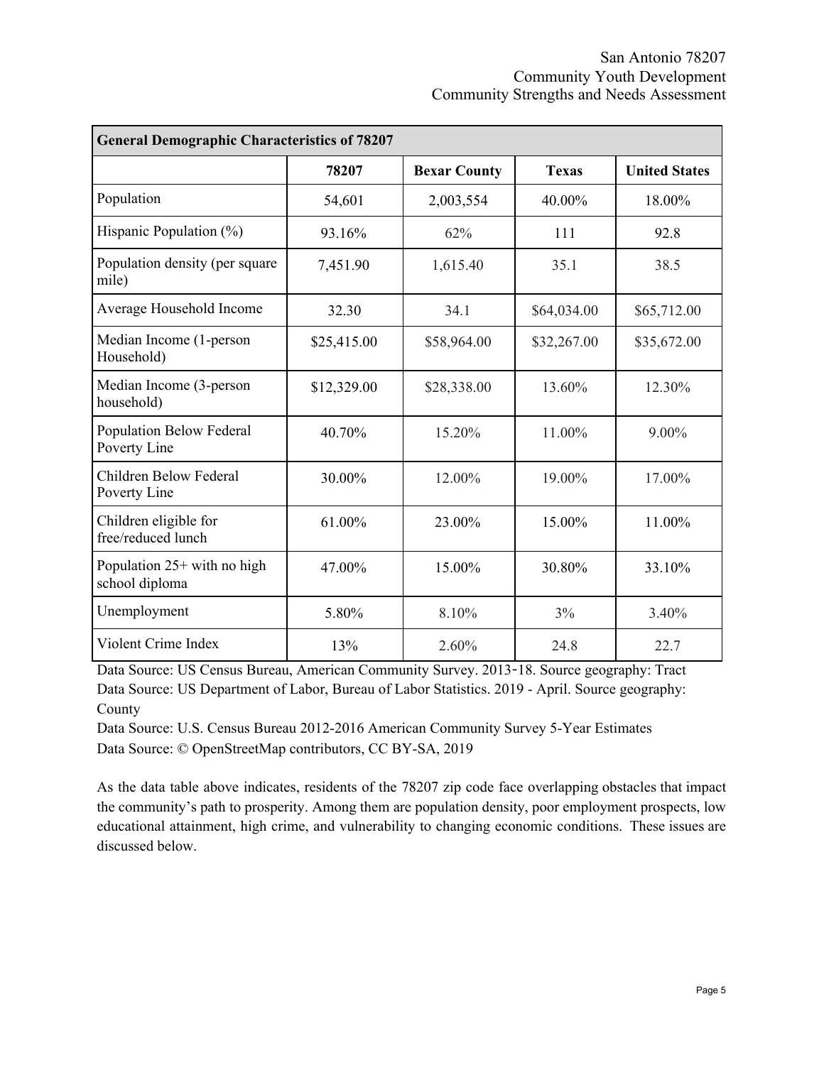| General Demographic Characteristics of 78207 | | | | |
|---|---|---|---|---|
| | **78207** | **Bexar County** | **Texas** | **United States** |
| Population | 54,601 | 2,003,554 | 40.00% | 18.00% |
| Hispanic Population (%) | 93.16% | 62% | 111 | 92.8 |
| Population density (per square mile) | 7,451.90 | 1,615.40 | 35.1 | 38.5 |
| Average Household Income | 32.30 | 34.1 | $64,034.00 | $65,712.00 |
| Median Income (1-person Household) | $25,415.00 | $58,964.00 | $32,267.00 | $35,672.00 |
| Median Income (3-person household) | $12,329.00 | $28,338.00 | 13.60% | 12.30% |
| Population Below Federal Poverty Line | 40.70% | 15.20% | 11.00% | 9.00% |
| Children Below Federal Poverty Line | 30.00% | 12.00% | 19.00% | 17.00% |
| Children eligible for free/reduced lunch | 61.00% | 23.00% | 15.00% | 11.00% |
| Population 25+ with no high school diploma | 47.00% | 15.00% | 30.80% | 33.10% |
| Unemployment | 5.80% | 8.10% | 3% | 3.40% |
| Violent Crime Index | 13% | 2.60% | 24.8 | 22.7 |

Data Source: US Census Bureau, American Community Survey. 2013-18. Source geography: Tract

Data Source: US Department of Labor, Bureau of Labor Statistics. 2019 - April. Source geography: County

Data Source: U.S. Census Bureau 2012-2016 American Community Survey 5-Year Estimates

Data Source: © OpenStreetMap contributors, CC BY-SA, 2019

As the data table above indicates, residents of the 78207 zip code face overlapping obstacles that impact the community's path to prosperity. Among them are population density, poor employment prospects, low educational attainment, high crime, and vulnerability to changing economic conditions. These issues are discussed below.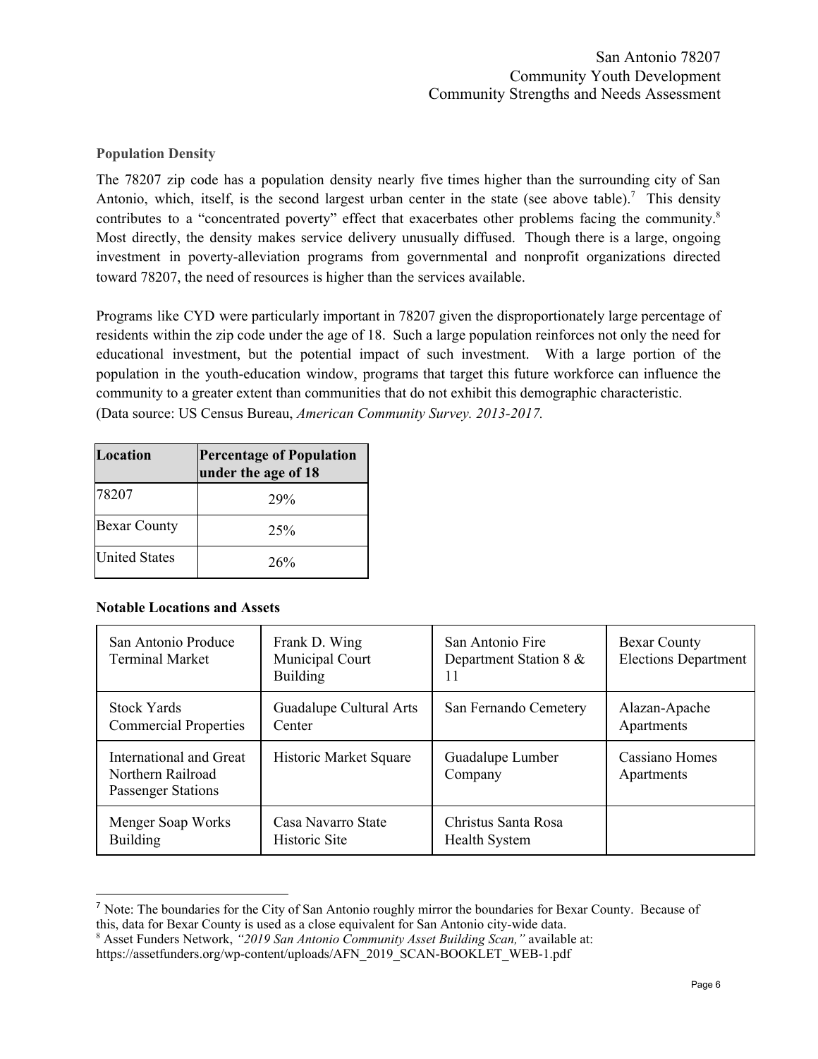### Population Density

The 78207 zip code has a population density nearly five times higher than the surrounding city of San Antonio, which, itself, is the second largest urban center in the state (see above table).[7] This density contributes to a "concentrated poverty" effect that exacerbates other problems facing the community.[8] Most directly, the density makes service delivery unusually diffused. Though there is a large, ongoing investment in poverty-alleviation programs from governmental and nonprofit organizations directed toward 78207, the need of resources is higher than the services available.

Programs like CYD were particularly important in 78207 given the disproportionately large percentage of residents within the zip code under the age of 18. Such a large population reinforces not only the need for educational investment, but the potential impact of such investment. With a large portion of the population in the youth-education window, programs that target this future workforce can influence the community to a greater extent than communities that do not exhibit this demographic characteristic. (Data source: US Census Bureau, *American Community Survey. 2013-2017.*

| Location | Percentage of Population under the age of 18 |
|---|---|
| 78207 | 29% |
| Bexar County | 25% |
| United States | 26% |

**Notable Locations and Assets**

| | | | |
|---|---|---|---|
| San Antonio Produce Terminal Market | Frank D. Wing Municipal Court Building | San Antonio Fire Department Station 8 & 11 | Bexar County Elections Department |
| Stock Yards Commercial Properties | Guadalupe Cultural Arts Center | San Fernando Cemetery | Alazan-Apache Apartments |
| International and Great Northern Railroad Passenger Stations | Historic Market Square | Guadalupe Lumber Company | Cassiano Homes Apartments |
| Menger Soap Works Building | Casa Navarro State Historic Site | Christus Santa Rosa Health System | |

[7] Note: The boundaries for the City of San Antonio roughly mirror the boundaries for Bexar County. Because of this, data for Bexar County is used as a close equivalent for San Antonio city-wide data.

[8] Asset Funders Network, *"2019 San Antonio Community Asset Building Scan,"* available at: https://assetfunders.org/wp-content/uploads/AFN_2019_SCAN-BOOKLET_WEB-1.pdf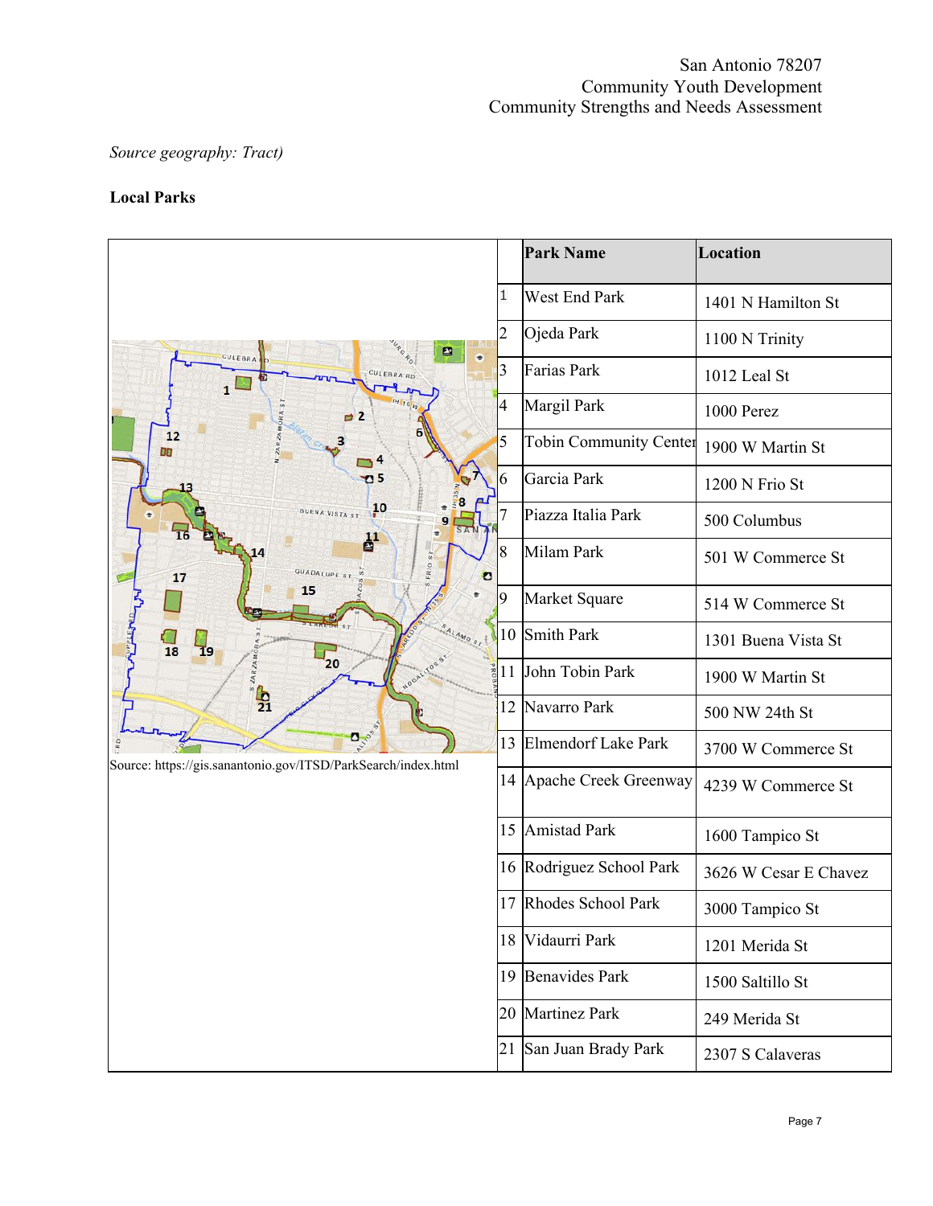*Source geography: Tract)*

**Local Parks**

Source: https://gis.sanantonio.gov/ITSD/ParkSearch/index.html

| | Park Name | Location |
|---|---|---|
| 1 | West End Park | 1401 N Hamilton St |
| 2 | Ojeda Park | 1100 N Trinity |
| 3 | Farias Park | 1012 Leal St |
| 4 | Margil Park | 1000 Perez |
| 5 | Tobin Community Center | 1900 W Martin St |
| 6 | Garcia Park | 1200 N Frio St |
| 7 | Piazza Italia Park | 500 Columbus |
| 8 | Milam Park | 501 W Commerce St |
| 9 | Market Square | 514 W Commerce St |
| 10 | Smith Park | 1301 Buena Vista St |
| 11 | John Tobin Park | 1900 W Martin St |
| 12 | Navarro Park | 500 NW 24th St |
| 13 | Elmendorf Lake Park | 3700 W Commerce St |
| 14 | Apache Creek Greenway | 4239 W Commerce St |
| 15 | Amistad Park | 1600 Tampico St |
| 16 | Rodriguez School Park | 3626 W Cesar E Chavez |
| 17 | Rhodes School Park | 3000 Tampico St |
| 18 | Vidaurri Park | 1201 Merida St |
| 19 | Benavides Park | 1500 Saltillo St |
| 20 | Martinez Park | 249 Merida St |
| 21 | San Juan Brady Park | 2307 S Calaveras |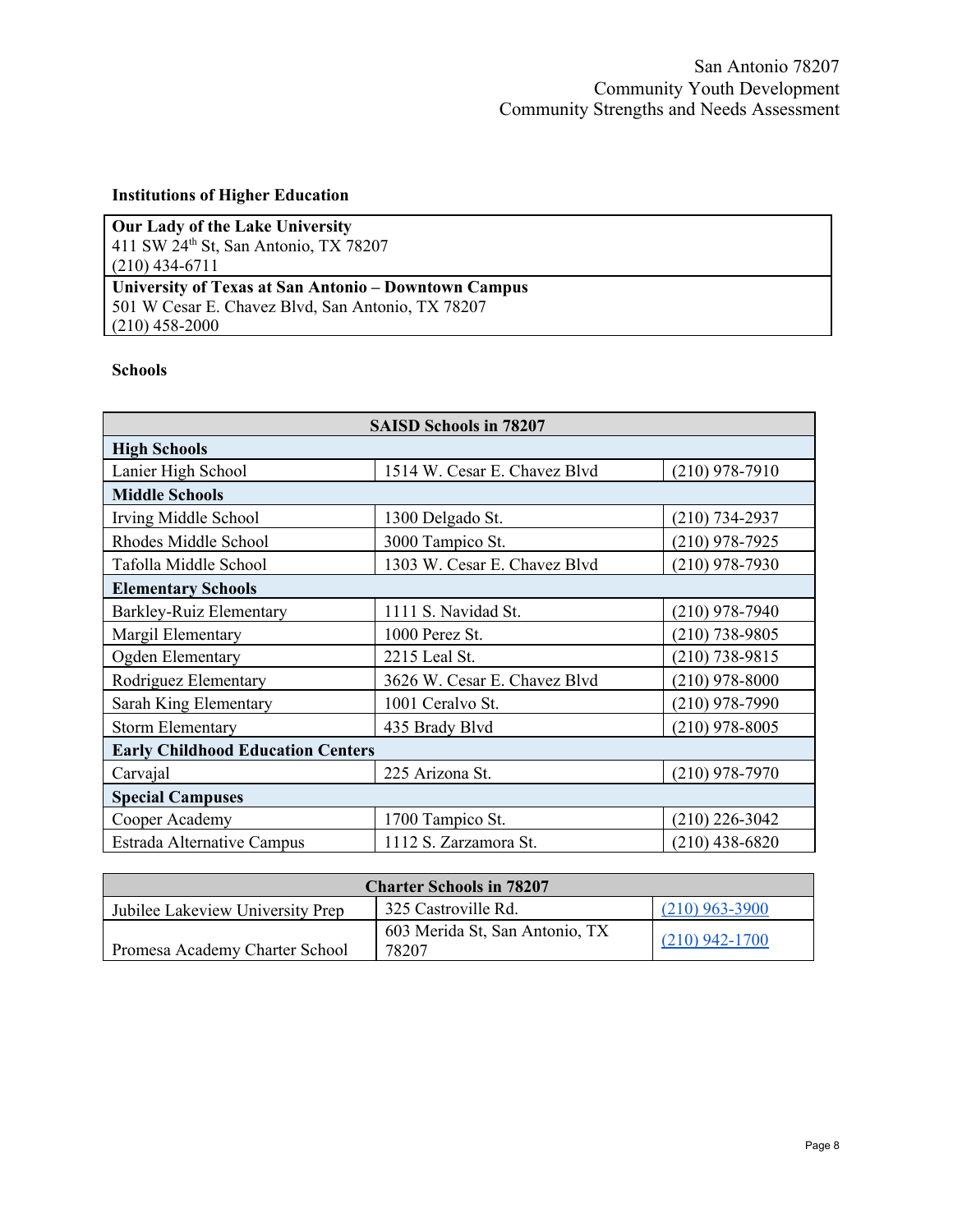### Institutions of Higher Education

**Our Lady of the Lake University**
411 SW 24th St, San Antonio, TX 78207
(210) 434-6711

**University of Texas at San Antonio – Downtown Campus**
501 W Cesar E. Chavez Blvd, San Antonio, TX 78207
(210) 458-2000

### Schools

| SAISD Schools in 78207 | | |
|---|---|---|
| **High Schools** | | |
| Lanier High School | 1514 W. Cesar E. Chavez Blvd | (210) 978-7910 |
| **Middle Schools** | | |
| Irving Middle School | 1300 Delgado St. | (210) 734-2937 |
| Rhodes Middle School | 3000 Tampico St. | (210) 978-7925 |
| Tafolla Middle School | 1303 W. Cesar E. Chavez Blvd | (210) 978-7930 |
| **Elementary Schools** | | |
| Barkley-Ruiz Elementary | 1111 S. Navidad St. | (210) 978-7940 |
| Margil Elementary | 1000 Perez St. | (210) 738-9805 |
| Ogden Elementary | 2215 Leal St. | (210) 738-9815 |
| Rodriguez Elementary | 3626 W. Cesar E. Chavez Blvd | (210) 978-8000 |
| Sarah King Elementary | 1001 Ceralvo St. | (210) 978-7990 |
| Storm Elementary | 435 Brady Blvd | (210) 978-8005 |
| **Early Childhood Education Centers** | | |
| Carvajal | 225 Arizona St. | (210) 978-7970 |
| **Special Campuses** | | |
| Cooper Academy | 1700 Tampico St. | (210) 226-3042 |
| Estrada Alternative Campus | 1112 S. Zarzamora St. | (210) 438-6820 |

| Charter Schools in 78207 | | |
|---|---|---|
| Jubilee Lakeview University Prep | 325 Castroville Rd. | (210) 963-3900 |
| Promesa Academy Charter School | 603 Merida St, San Antonio, TX 78207 | (210) 942-1700 |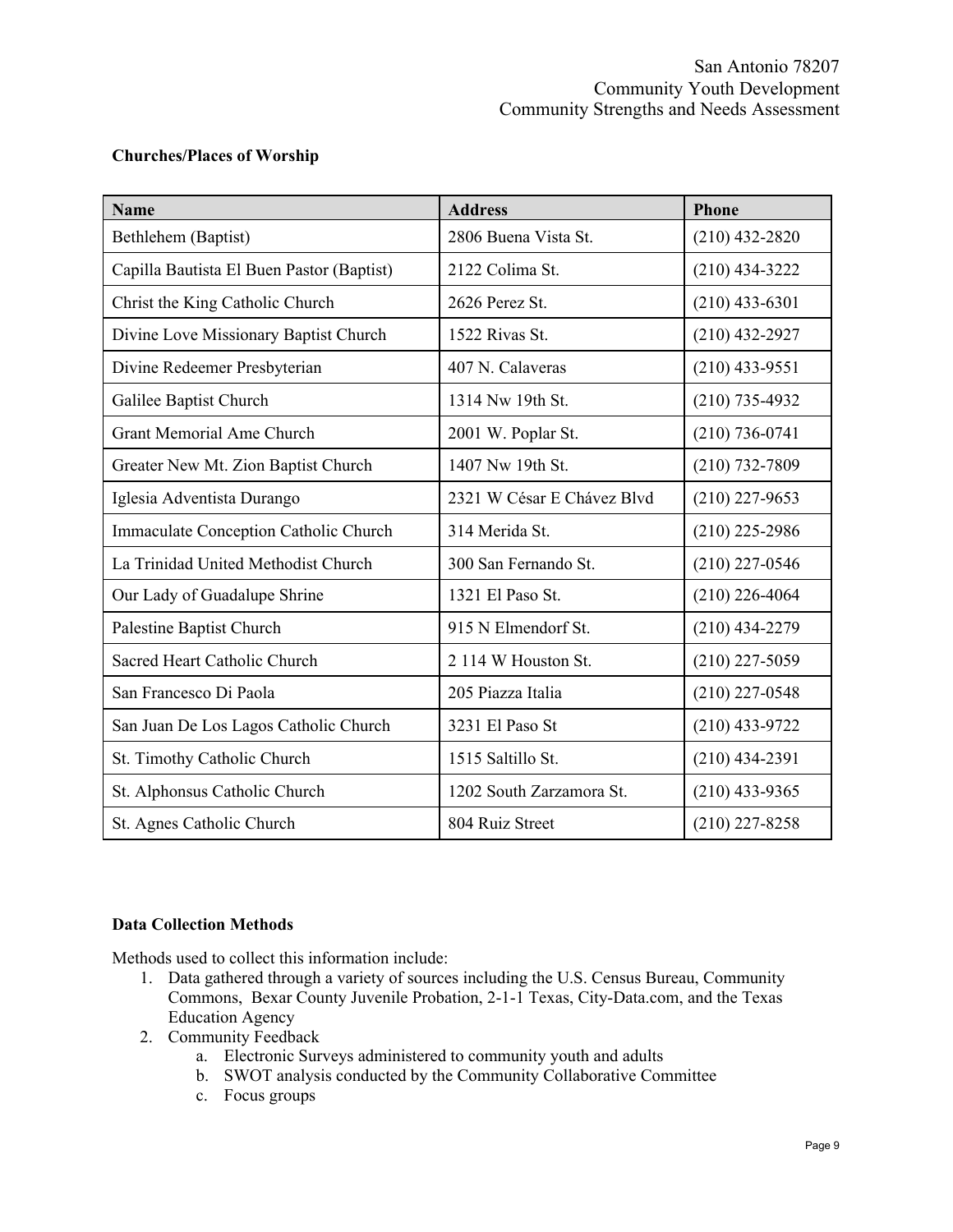**Churches/Places of Worship**

| Name | Address | Phone |
| --- | --- | --- |
| Bethlehem (Baptist) | 2806 Buena Vista St. | (210) 432-2820 |
| Capilla Bautista El Buen Pastor (Baptist) | 2122 Colima St. | (210) 434-3222 |
| Christ the King Catholic Church | 2626 Perez St. | (210) 433-6301 |
| Divine Love Missionary Baptist Church | 1522 Rivas St. | (210) 432-2927 |
| Divine Redeemer Presbyterian | 407 N. Calaveras | (210) 433-9551 |
| Galilee Baptist Church | 1314 Nw 19th St. | (210) 735-4932 |
| Grant Memorial Ame Church | 2001 W. Poplar St. | (210) 736-0741 |
| Greater New Mt. Zion Baptist Church | 1407 Nw 19th St. | (210) 732-7809 |
| Iglesia Adventista Durango | 2321 W César E Chávez Blvd | (210) 227-9653 |
| Immaculate Conception Catholic Church | 314 Merida St. | (210) 225-2986 |
| La Trinidad United Methodist Church | 300 San Fernando St. | (210) 227-0546 |
| Our Lady of Guadalupe Shrine | 1321 El Paso St. | (210) 226-4064 |
| Palestine Baptist Church | 915 N Elmendorf St. | (210) 434-2279 |
| Sacred Heart Catholic Church | 2 114 W Houston St. | (210) 227-5059 |
| San Francesco Di Paola | 205 Piazza Italia | (210) 227-0548 |
| San Juan De Los Lagos Catholic Church | 3231 El Paso St | (210) 433-9722 |
| St. Timothy Catholic Church | 1515 Saltillo St. | (210) 434-2391 |
| St. Alphonsus Catholic Church | 1202 South Zarzamora St. | (210) 433-9365 |
| St. Agnes Catholic Church | 804 Ruiz Street | (210) 227-8258 |

**Data Collection Methods**

Methods used to collect this information include:

1. Data gathered through a variety of sources including the U.S. Census Bureau, Community Commons, Bexar County Juvenile Probation, 2-1-1 Texas, City-Data.com, and the Texas Education Agency
2. Community Feedback
   a. Electronic Surveys administered to community youth and adults
   b. SWOT analysis conducted by the Community Collaborative Committee
   c. Focus groups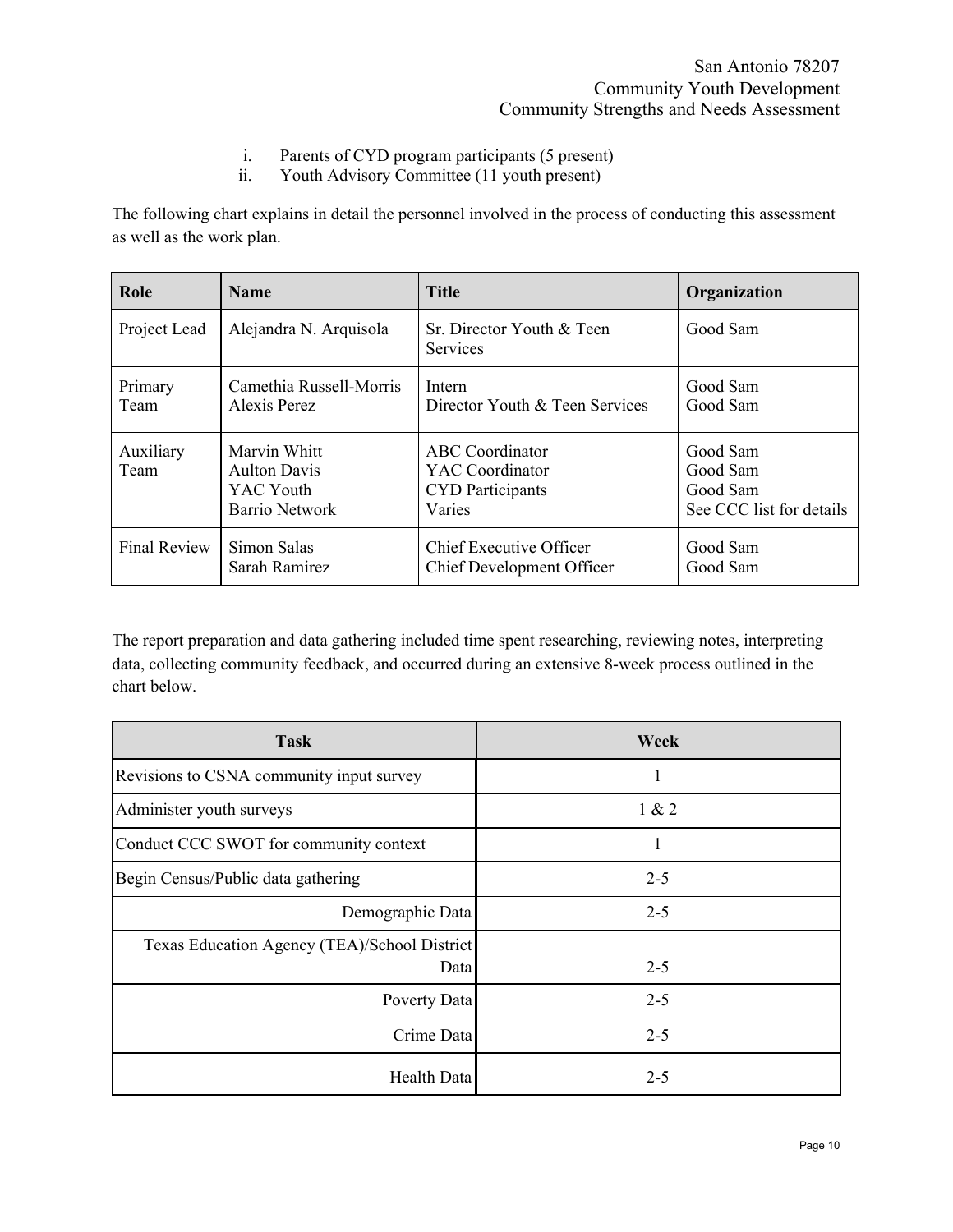i. Parents of CYD program participants (5 present)
ii. Youth Advisory Committee (11 youth present)

The following chart explains in detail the personnel involved in the process of conducting this assessment as well as the work plan.

| Role | Name | Title | Organization |
|---|---|---|---|
| Project Lead | Alejandra N. Arquisola | Sr. Director Youth & Teen Services | Good Sam |
| Primary Team | Camethia Russell-Morris<br>Alexis Perez | Intern<br>Director Youth & Teen Services | Good Sam<br>Good Sam |
| Auxiliary Team | Marvin Whitt<br>Aulton Davis<br>YAC Youth<br>Barrio Network | ABC Coordinator<br>YAC Coordinator<br>CYD Participants<br>Varies | Good Sam<br>Good Sam<br>Good Sam<br>See CCC list for details |
| Final Review | Simon Salas<br>Sarah Ramirez | Chief Executive Officer<br>Chief Development Officer | Good Sam<br>Good Sam |

The report preparation and data gathering included time spent researching, reviewing notes, interpreting data, collecting community feedback, and occurred during an extensive 8-week process outlined in the chart below.

| Task | Week |
|---|---|
| Revisions to CSNA community input survey | 1 |
| Administer youth surveys | 1 & 2 |
| Conduct CCC SWOT for community context | 1 |
| Begin Census/Public data gathering | 2-5 |
| Demographic Data | 2-5 |
| Texas Education Agency (TEA)/School District Data | 2-5 |
| Poverty Data | 2-5 |
| Crime Data | 2-5 |
| Health Data | 2-5 |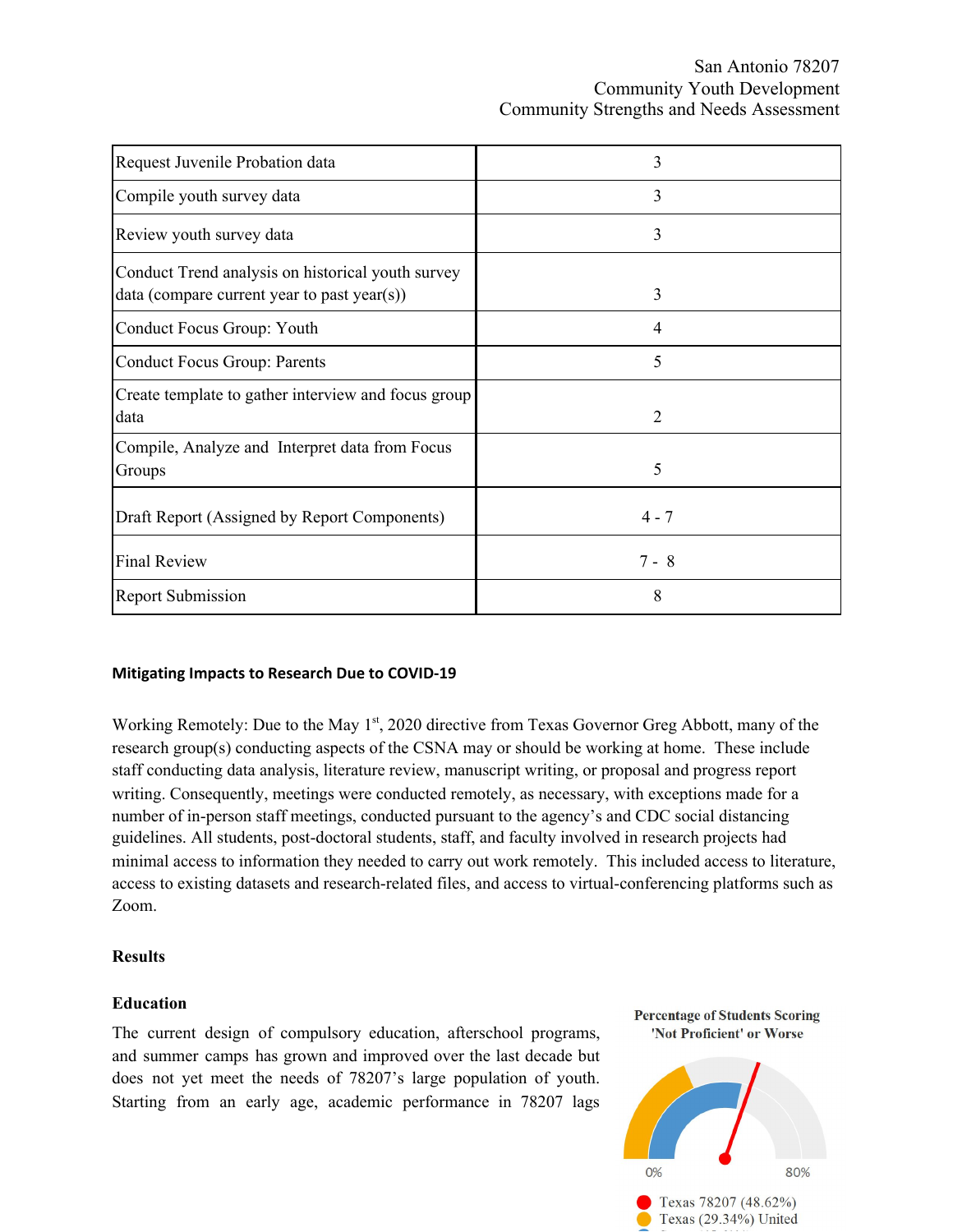| Request Juvenile Probation data | 3 |
|---|---|
| Compile youth survey data | 3 |
| Review youth survey data | 3 |
| Conduct Trend analysis on historical youth survey data (compare current year to past year(s)) | 3 |
| Conduct Focus Group: Youth | 4 |
| Conduct Focus Group: Parents | 5 |
| Create template to gather interview and focus group data | 2 |
| Compile, Analyze and Interpret data from Focus Groups | 5 |
| Draft Report (Assigned by Report Components) | 4 - 7 |
| Final Review | 7 - 8 |
| Report Submission | 8 |

### Mitigating Impacts to Research Due to COVID-19

Working Remotely: Due to the May 1st, 2020 directive from Texas Governor Greg Abbott, many of the research group(s) conducting aspects of the CSNA may or should be working at home. These include staff conducting data analysis, literature review, manuscript writing, or proposal and progress report writing. Consequently, meetings were conducted remotely, as necessary, with exceptions made for a number of in-person staff meetings, conducted pursuant to the agency's and CDC social distancing guidelines. All students, post-doctoral students, staff, and faculty involved in research projects had minimal access to information they needed to carry out work remotely. This included access to literature, access to existing datasets and research-related files, and access to virtual-conferencing platforms such as Zoom.

## Results

### Education

The current design of compulsory education, afterschool programs, and summer camps has grown and improved over the last decade but does not yet meet the needs of 78207's large population of youth. Starting from an early age, academic performance in 78207 lags

Percentage of Students Scoring 'Not Proficient' or Worse

0% 80%

Texas 78207 (48.62%)
Texas (29.34%) United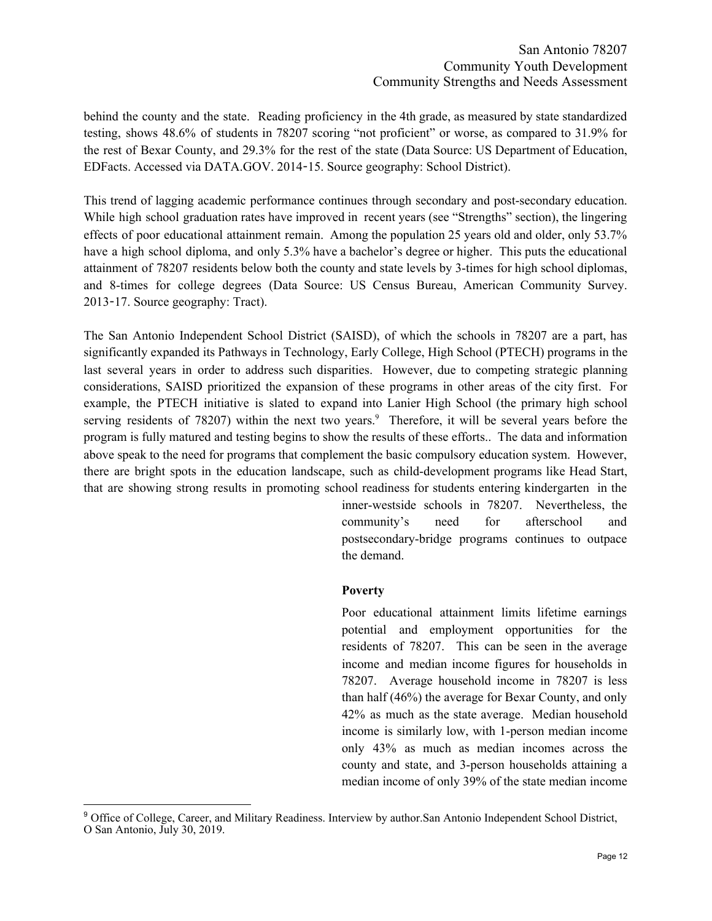behind the county and the state. Reading proficiency in the 4th grade, as measured by state standardized testing, shows 48.6% of students in 78207 scoring "not proficient" or worse, as compared to 31.9% for the rest of Bexar County, and 29.3% for the rest of the state (Data Source: US Department of Education, EDFacts. Accessed via DATA.GOV. 2014-15. Source geography: School District).

This trend of lagging academic performance continues through secondary and post-secondary education. While high school graduation rates have improved in recent years (see "Strengths" section), the lingering effects of poor educational attainment remain. Among the population 25 years old and older, only 53.7% have a high school diploma, and only 5.3% have a bachelor's degree or higher. This puts the educational attainment of 78207 residents below both the county and state levels by 3-times for high school diplomas, and 8-times for college degrees (Data Source: US Census Bureau, American Community Survey. 2013-17. Source geography: Tract).

The San Antonio Independent School District (SAISD), of which the schools in 78207 are a part, has significantly expanded its Pathways in Technology, Early College, High School (PTECH) programs in the last several years in order to address such disparities. However, due to competing strategic planning considerations, SAISD prioritized the expansion of these programs in other areas of the city first. For example, the PTECH initiative is slated to expand into Lanier High School (the primary high school serving residents of 78207) within the next two years.[9] Therefore, it will be several years before the program is fully matured and testing begins to show the results of these efforts.. The data and information above speak to the need for programs that complement the basic compulsory education system. However, there are bright spots in the education landscape, such as child-development programs like Head Start, that are showing strong results in promoting school readiness for students entering kindergarten in the inner-westside schools in 78207. Nevertheless, the community's need for afterschool and postsecondary-bridge programs continues to outpace the demand.

**Poverty**

Poor educational attainment limits lifetime earnings potential and employment opportunities for the residents of 78207. This can be seen in the average income and median income figures for households in 78207. Average household income in 78207 is less than half (46%) the average for Bexar County, and only 42% as much as the state average. Median household income is similarly low, with 1-person median income only 43% as much as median incomes across the county and state, and 3-person households attaining a median income of only 39% of the state median income

[9] Office of College, Career, and Military Readiness. Interview by author.San Antonio Independent School District, O San Antonio, July 30, 2019.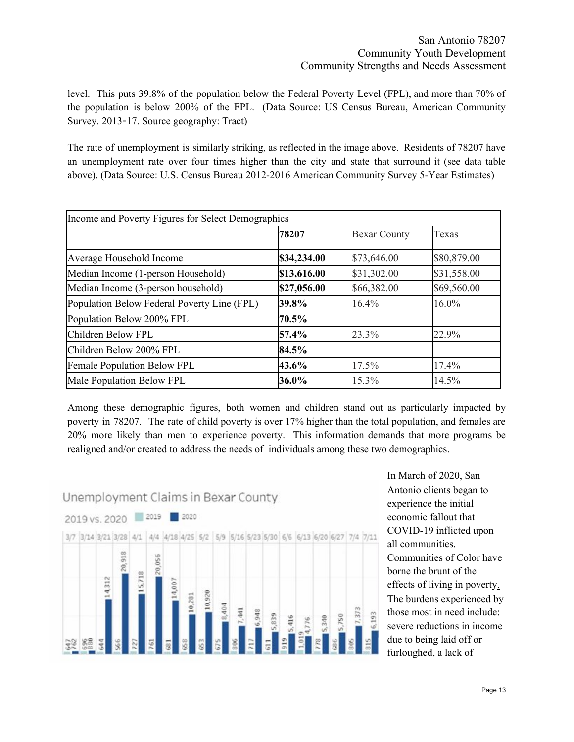level. This puts 39.8% of the population below the Federal Poverty Level (FPL), and more than 70% of the population is below 200% of the FPL. (Data Source: US Census Bureau, American Community Survey. 2013-17. Source geography: Tract)

The rate of unemployment is similarly striking, as reflected in the image above. Residents of 78207 have an unemployment rate over four times higher than the city and state that surround it (see data table above). (Data Source: U.S. Census Bureau 2012-2016 American Community Survey 5-Year Estimates)

| Income and Poverty Figures for Select Demographics | | | |
|---|---|---|---|
| | **78207** | Bexar County | Texas |
| Average Household Income | **$34,234.00** | $73,646.00 | $80,879.00 |
| Median Income (1-person Household) | **$13,616.00** | $31,302.00 | $31,558.00 |
| Median Income (3-person household) | **$27,056.00** | $66,382.00 | $69,560.00 |
| Population Below Federal Poverty Line (FPL) | **39.8%** | 16.4% | 16.0% |
| Population Below 200% FPL | **70.5%** | | |
| Children Below FPL | **57.4%** | 23.3% | 22.9% |
| Children Below 200% FPL | **84.5%** | | |
| Female Population Below FPL | **43.6%** | 17.5% | 17.4% |
| Male Population Below FPL | **36.0%** | 15.3% | 14.5% |

Among these demographic figures, both women and children stand out as particularly impacted by poverty in 78207. The rate of child poverty is over 17% higher than the total population, and females are 20% more likely than men to experience poverty. This information demands that more programs be realigned and/or created to address the needs of individuals among these two demographics.

Unemployment Claims in Bexar County

2019 vs. 2020 ■ 2019 ■ 2020

| Week | 2019 | 2020 |
|---|---|---|
| 3/7 | 647 | 762 |
| 3/14 | 696 | 880 |
| 3/21 | 644 | 14,312 |
| 3/28 | 566 | 20,918 |
| 4/1 | 727 | 15,718 |
| 4/4 | 761 | 20,056 |
| 4/18 | 681 | 14,007 |
| 4/25 | 658 | 10,281 |
| 5/2 | 653 | 10,920 |
| 5/9 | 675 | 8,404 |
| 5/16 | 806 | 7,441 |
| 5/23 | 717 | 6,948 |
| 5/30 | 611 | 5,839 |
| 6/6 | 919 | 5,416 |
| 6/13 | 1,019 | 4,776 |
| 6/20 | 778 | 5,340 |
| 6/27 | 686 | 5,750 |
| 7/4 | 805 | 7,373 |
| 7/11 | 815 | 6,193 |

In March of 2020, San Antonio clients began to experience the initial economic fallout that COVID-19 inflicted upon all communities. Communities of Color have borne the brunt of the effects of living in poverty. The burdens experienced by those most in need include: severe reductions in income due to being laid off or furloughed, a lack of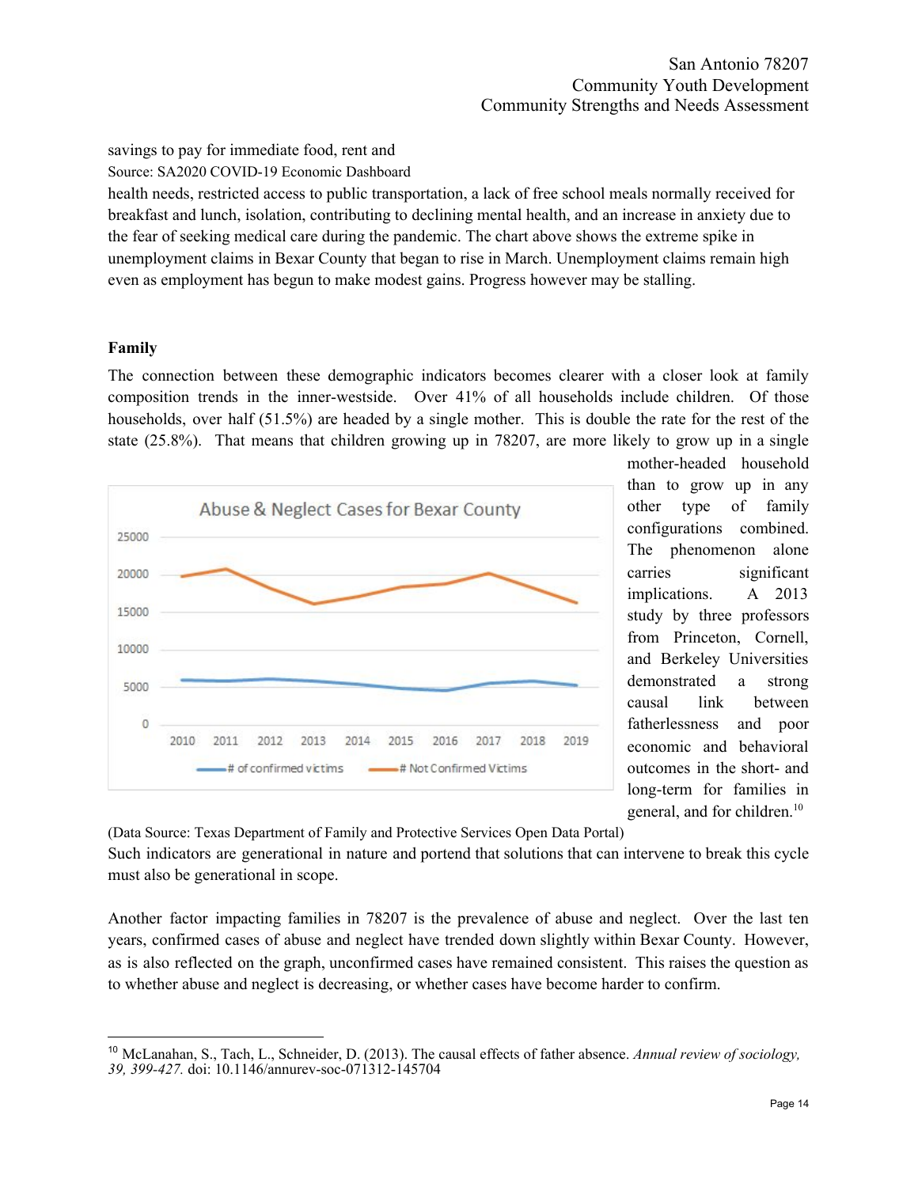savings to pay for immediate food, rent and

Source: SA2020 COVID-19 Economic Dashboard

health needs, restricted access to public transportation, a lack of free school meals normally received for breakfast and lunch, isolation, contributing to declining mental health, and an increase in anxiety due to the fear of seeking medical care during the pandemic. The chart above shows the extreme spike in unemployment claims in Bexar County that began to rise in March. Unemployment claims remain high even as employment has begun to make modest gains. Progress however may be stalling.

## Family

The connection between these demographic indicators becomes clearer with a closer look at family composition trends in the inner-westside. Over 41% of all households include children. Of those households, over half (51.5%) are headed by a single mother. This is double the rate for the rest of the state (25.8%). That means that children growing up in 78207, are more likely to grow up in a single mother-headed household than to grow up in any other type of family configurations combined. The phenomenon alone carries significant implications. A 2013 study by three professors from Princeton, Cornell, and Berkeley Universities demonstrated a strong causal link between fatherlessness and poor economic and behavioral outcomes in the short- and long-term for families in general, and for children.[10]

Abuse & Neglect Cases for Bexar County

(Data Source: Texas Department of Family and Protective Services Open Data Portal)

Such indicators are generational in nature and portend that solutions that can intervene to break this cycle must also be generational in scope.

Another factor impacting families in 78207 is the prevalence of abuse and neglect. Over the last ten years, confirmed cases of abuse and neglect have trended down slightly within Bexar County. However, as is also reflected on the graph, unconfirmed cases have remained consistent. This raises the question as to whether abuse and neglect is decreasing, or whether cases have become harder to confirm.

[10] McLanahan, S., Tach, L., Schneider, D. (2013). The causal effects of father absence. *Annual review of sociology, 39, 399-427.* doi: 10.1146/annurev-soc-071312-145704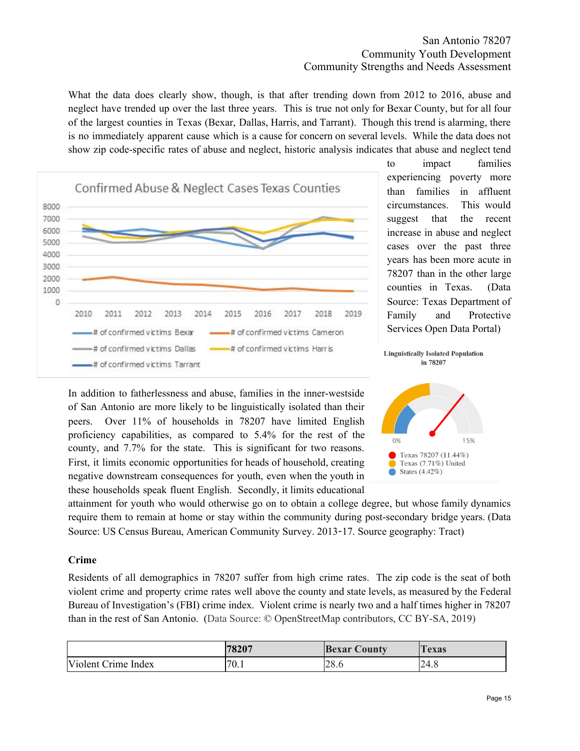What the data does clearly show, though, is that after trending down from 2012 to 2016, abuse and neglect have trended up over the last three years. This is true not only for Bexar County, but for all four of the largest counties in Texas (Bexar, Dallas, Harris, and Tarrant). Though this trend is alarming, there is no immediately apparent cause which is a cause for concern on several levels. While the data does not show zip code-specific rates of abuse and neglect, historic analysis indicates that abuse and neglect tend to impact families experiencing poverty more than families in affluent circumstances. This would suggest that the recent increase in abuse and neglect cases over the past three years has been more acute in 78207 than in the other large counties in Texas. (Data Source: Texas Department of Family and Protective Services Open Data Portal)

Confirmed Abuse & Neglect Cases Texas Counties

- # of confirmed victims Bexar
- # of confirmed victims Cameron
- # of confirmed victims Dallas
- # of confirmed victims Harris
- # of confirmed victims Tarrant

In addition to fatherlessness and abuse, families in the inner-westside of San Antonio are more likely to be linguistically isolated than their peers. Over 11% of households in 78207 have limited English proficiency capabilities, as compared to 5.4% for the rest of the county, and 7.7% for the state. This is significant for two reasons. First, it limits economic opportunities for heads of household, creating negative downstream consequences for youth, even when the youth in these households speak fluent English. Secondly, it limits educational attainment for youth who would otherwise go on to obtain a college degree, but whose family dynamics require them to remain at home or stay within the community during post-secondary bridge years. (Data Source: US Census Bureau, American Community Survey. 2013-17. Source geography: Tract)

Linguistically Isolated Population in 78207

- Texas 78207 (11.44%)
- Texas (7.71%) United
- States (4.42%)

### Crime

Residents of all demographics in 78207 suffer from high crime rates. The zip code is the seat of both violent crime and property crime rates well above the county and state levels, as measured by the Federal Bureau of Investigation's (FBI) crime index. Violent crime is nearly two and a half times higher in 78207 than in the rest of San Antonio. (Data Source: © OpenStreetMap contributors, CC BY-SA, 2019)

| | 78207 | Bexar County | Texas |
|---|---|---|---|
| Violent Crime Index | 70.1 | 28.6 | 24.8 |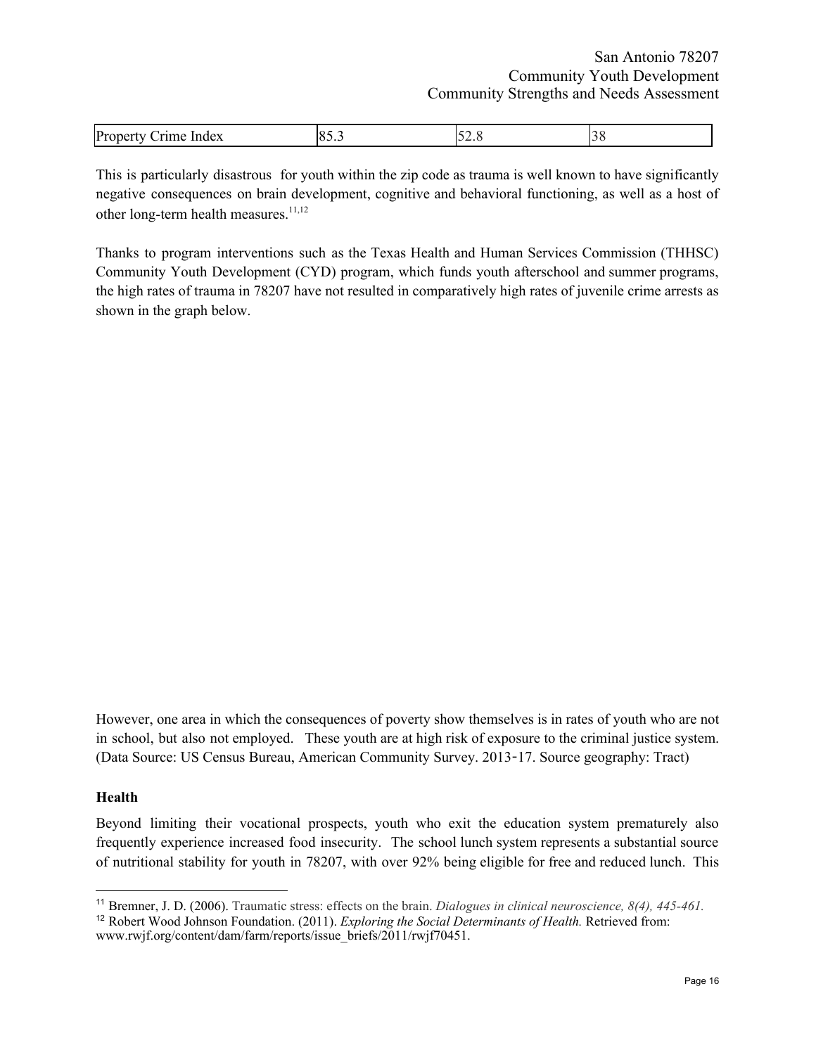| Property Crime Index | 85.3 | 52.8 | 38 |
|---|---|---|---|

This is particularly disastrous  for youth within the zip code as trauma is well known to have significantly negative consequences on brain development, cognitive and behavioral functioning, as well as a host of other long-term health measures.[11,12]

Thanks to program interventions such as the Texas Health and Human Services Commission (THHSC) Community Youth Development (CYD) program, which funds youth afterschool and summer programs, the high rates of trauma in 78207 have not resulted in comparatively high rates of juvenile crime arrests as shown in the graph below.

However, one area in which the consequences of poverty show themselves is in rates of youth who are not in school, but also not employed.   These youth are at high risk of exposure to the criminal justice system. (Data Source: US Census Bureau, American Community Survey. 2013-17. Source geography: Tract)

**Health**

Beyond limiting their vocational prospects, youth who exit the education system prematurely also frequently experience increased food insecurity.  The school lunch system represents a substantial source of nutritional stability for youth in 78207, with over 92% being eligible for free and reduced lunch.  This

---

[11] Bremner, J. D. (2006). Traumatic stress: effects on the brain. *Dialogues in clinical neuroscience, 8(4), 445-461.*

[12] Robert Wood Johnson Foundation. (2011). *Exploring the Social Determinants of Health.* Retrieved from: www.rwjf.org/content/dam/farm/reports/issue_briefs/2011/rwjf70451.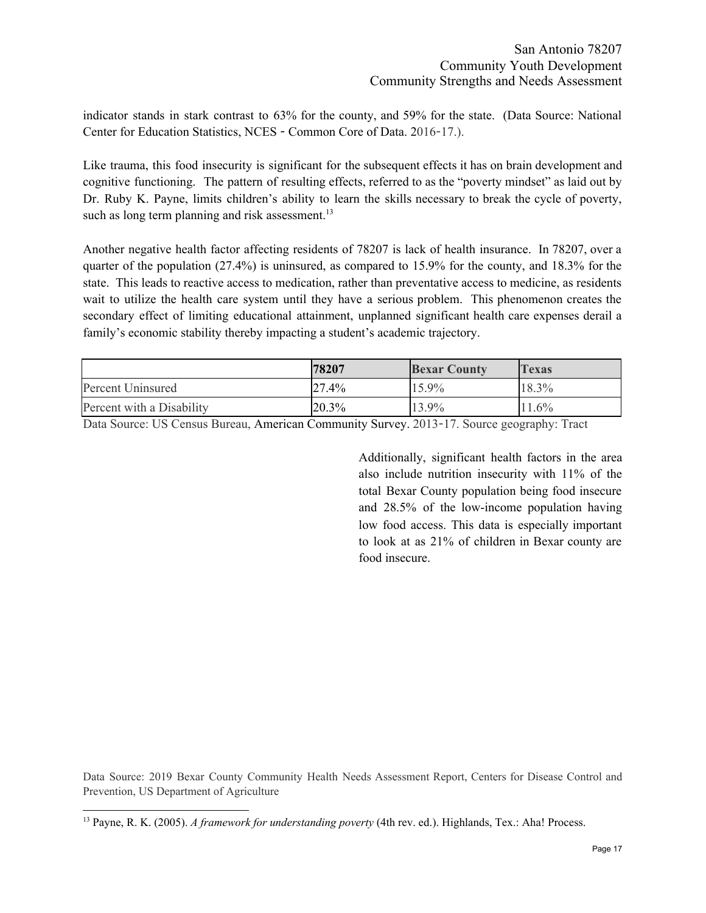indicator stands in stark contrast to 63% for the county, and 59% for the state. (Data Source: National Center for Education Statistics, NCES - Common Core of Data. 2016-17.).

Like trauma, this food insecurity is significant for the subsequent effects it has on brain development and cognitive functioning. The pattern of resulting effects, referred to as the "poverty mindset" as laid out by Dr. Ruby K. Payne, limits children's ability to learn the skills necessary to break the cycle of poverty, such as long term planning and risk assessment.[13]

Another negative health factor affecting residents of 78207 is lack of health insurance. In 78207, over a quarter of the population (27.4%) is uninsured, as compared to 15.9% for the county, and 18.3% for the state. This leads to reactive access to medication, rather than preventative access to medicine, as residents wait to utilize the health care system until they have a serious problem. This phenomenon creates the secondary effect of limiting educational attainment, unplanned significant health care expenses derail a family's economic stability thereby impacting a student's academic trajectory.

| | **78207** | **Bexar County** | **Texas** |
|---|---|---|---|
| Percent Uninsured | 27.4% | 15.9% | 18.3% |
| Percent with a Disability | 20.3% | 13.9% | 11.6% |

Data Source: US Census Bureau, American Community Survey. 2013-17. Source geography: Tract

Additionally, significant health factors in the area also include nutrition insecurity with 11% of the total Bexar County population being food insecure and 28.5% of the low-income population having low food access. This data is especially important to look at as 21% of children in Bexar county are food insecure.

Data Source: 2019 Bexar County Community Health Needs Assessment Report, Centers for Disease Control and Prevention, US Department of Agriculture

[13] Payne, R. K. (2005). *A framework for understanding poverty* (4th rev. ed.). Highlands, Tex.: Aha! Process.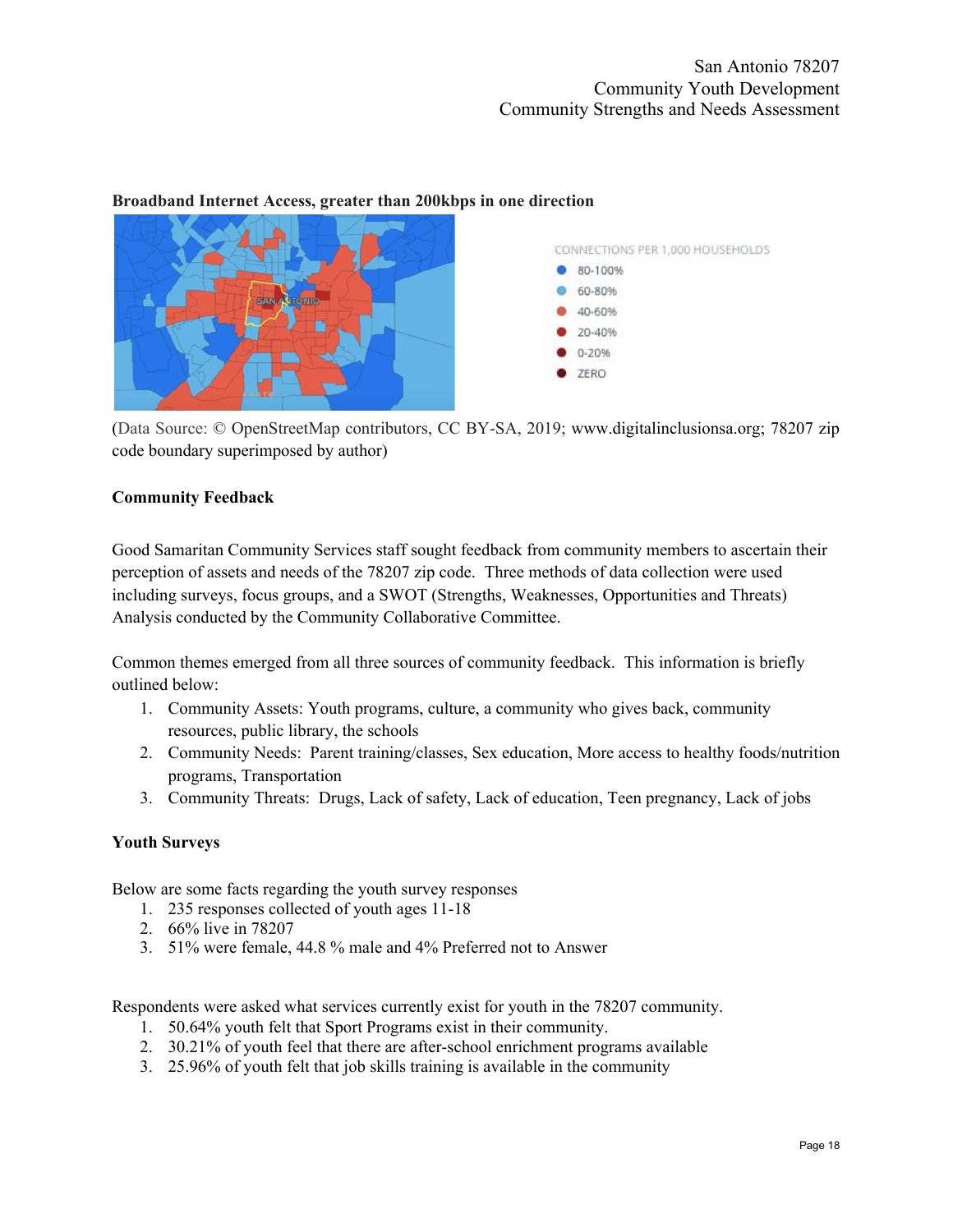**Broadband Internet Access, greater than 200kbps in one direction**

CONNECTIONS PER 1,000 HOUSEHOLDS
- 80-100%
- 60-80%
- 40-60%
- 20-40%
- 0-20%
- ZERO

(Data Source: © OpenStreetMap contributors, CC BY-SA, 2019; www.digitalinclusionsa.org; 78207 zip code boundary superimposed by author)

**Community Feedback**

Good Samaritan Community Services staff sought feedback from community members to ascertain their perception of assets and needs of the 78207 zip code. Three methods of data collection were used including surveys, focus groups, and a SWOT (Strengths, Weaknesses, Opportunities and Threats) Analysis conducted by the Community Collaborative Committee.

Common themes emerged from all three sources of community feedback. This information is briefly outlined below:

1. Community Assets: Youth programs, culture, a community who gives back, community resources, public library, the schools
2. Community Needs: Parent training/classes, Sex education, More access to healthy foods/nutrition programs, Transportation
3. Community Threats: Drugs, Lack of safety, Lack of education, Teen pregnancy, Lack of jobs

**Youth Surveys**

Below are some facts regarding the youth survey responses

1. 235 responses collected of youth ages 11-18
2. 66% live in 78207
3. 51% were female, 44.8 % male and 4% Preferred not to Answer

Respondents were asked what services currently exist for youth in the 78207 community.

1. 50.64% youth felt that Sport Programs exist in their community.
2. 30.21% of youth feel that there are after-school enrichment programs available
3. 25.96% of youth felt that job skills training is available in the community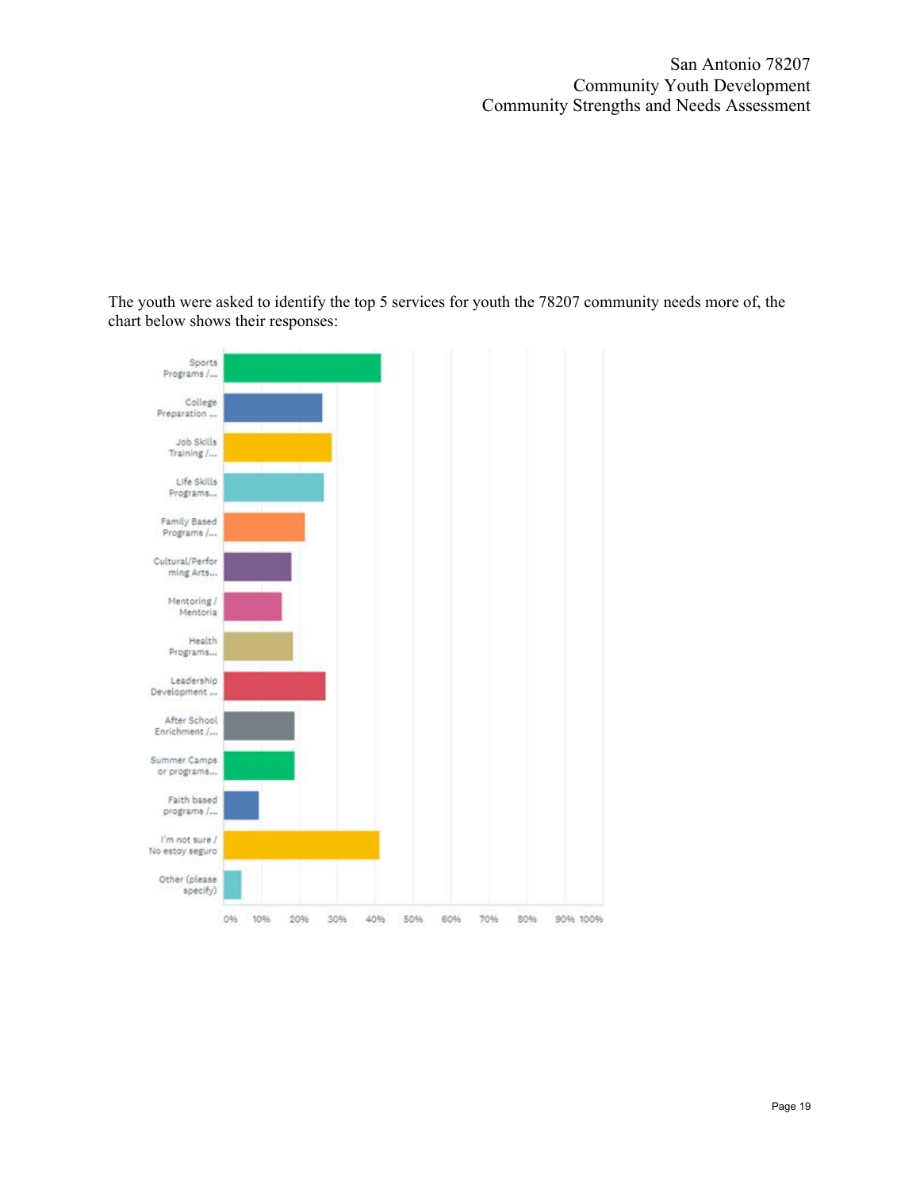The youth were asked to identify the top 5 services for youth the 78207 community needs more of, the chart below shows their responses:

| Service | Approx. % |
|---|---|
| Sports Programs /... | ~41% |
| College Preparation ... | ~26% |
| Job Skills Training /... | ~28% |
| Life Skills Programs... | ~26% |
| Family Based Programs /... | ~21% |
| Cultural/Performing Arts... | ~18% |
| Mentoring / Mentoria | ~15% |
| Health Programs... | ~18% |
| Leadership Development ... | ~27% |
| After School Enrichment /... | ~19% |
| Summer Camps or programs... | ~19% |
| Faith based programs /... | ~9% |
| I'm not sure / No estoy seguro | ~41% |
| Other (please specify) | ~5% |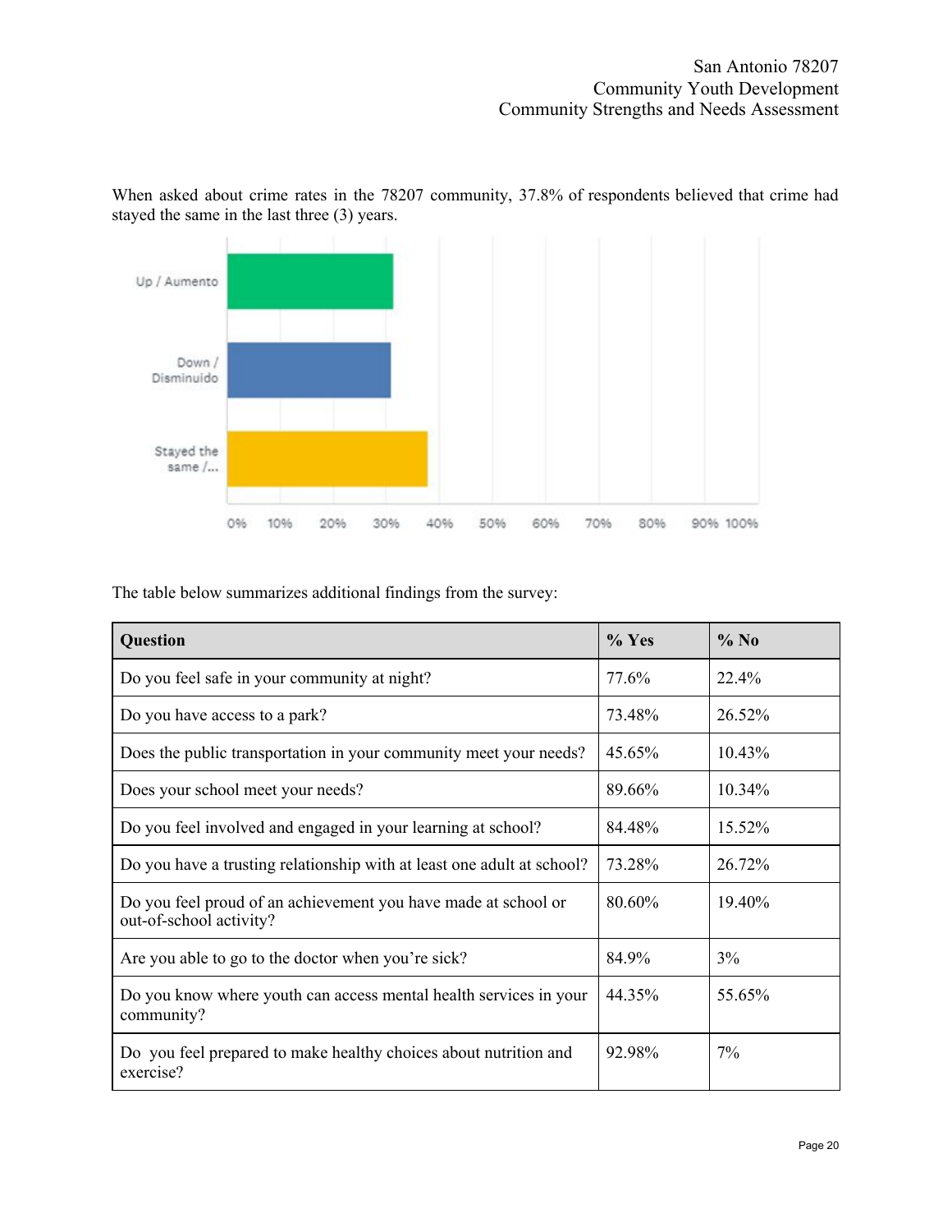When asked about crime rates in the 78207 community, 37.8% of respondents believed that crime had stayed the same in the last three (3) years.

The table below summarizes additional findings from the survey:

| Question | % Yes | % No |
|---|---|---|
| Do you feel safe in your community at night? | 77.6% | 22.4% |
| Do you have access to a park? | 73.48% | 26.52% |
| Does the public transportation in your community meet your needs? | 45.65% | 10.43% |
| Does your school meet your needs? | 89.66% | 10.34% |
| Do you feel involved and engaged in your learning at school? | 84.48% | 15.52% |
| Do you have a trusting relationship with at least one adult at school? | 73.28% | 26.72% |
| Do you feel proud of an achievement you have made at school or out-of-school activity? | 80.60% | 19.40% |
| Are you able to go to the doctor when you're sick? | 84.9% | 3% |
| Do you know where youth can access mental health services in your community? | 44.35% | 55.65% |
| Do you feel prepared to make healthy choices about nutrition and exercise? | 92.98% | 7% |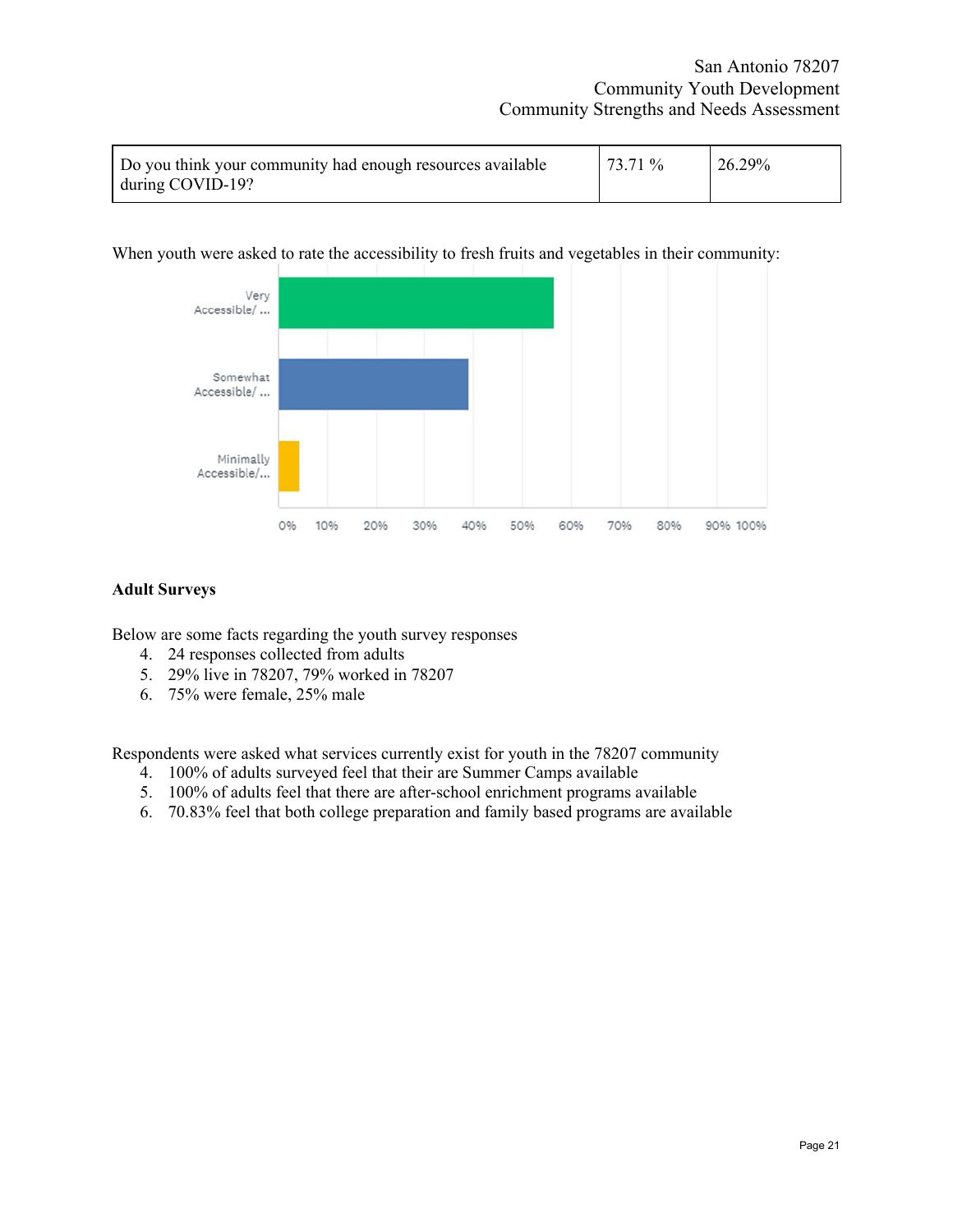| Do you think your community had enough resources available during COVID-19? | 73.71 % | 26.29% |
|---|---|---|

When youth were asked to rate the accessibility to fresh fruits and vegetables in their community:

**Adult Surveys**

Below are some facts regarding the youth survey responses

4. 24 responses collected from adults
5. 29% live in 78207, 79% worked in 78207
6. 75% were female, 25% male

Respondents were asked what services currently exist for youth in the 78207 community

4. 100% of adults surveyed feel that their are Summer Camps available
5. 100% of adults feel that there are after-school enrichment programs available
6. 70.83% feel that both college preparation and family based programs are available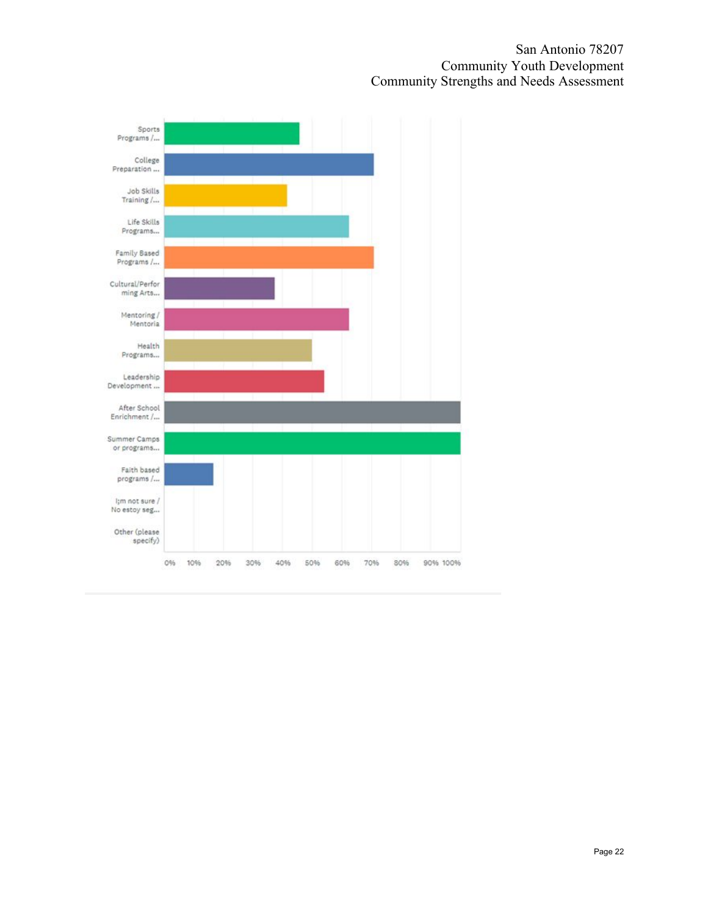| Category | Approximate % |
| --- | --- |
| Sports Programs /... | 46% |
| College Preparation ... | 71% |
| Job Skills Training /... | 42% |
| Life Skills Programs... | 63% |
| Family Based Programs /... | 71% |
| Cultural/Performing Arts... | 38% |
| Mentoring / Mentoria | 63% |
| Health Programs... | 50% |
| Leadership Development ... | 54% |
| After School Enrichment /... | 100% |
| Summer Camps or programs... | 100% |
| Faith based programs /... | 17% |
| I;m not sure / No estoy seg... | 0% |
| Other (please specify) | 0% |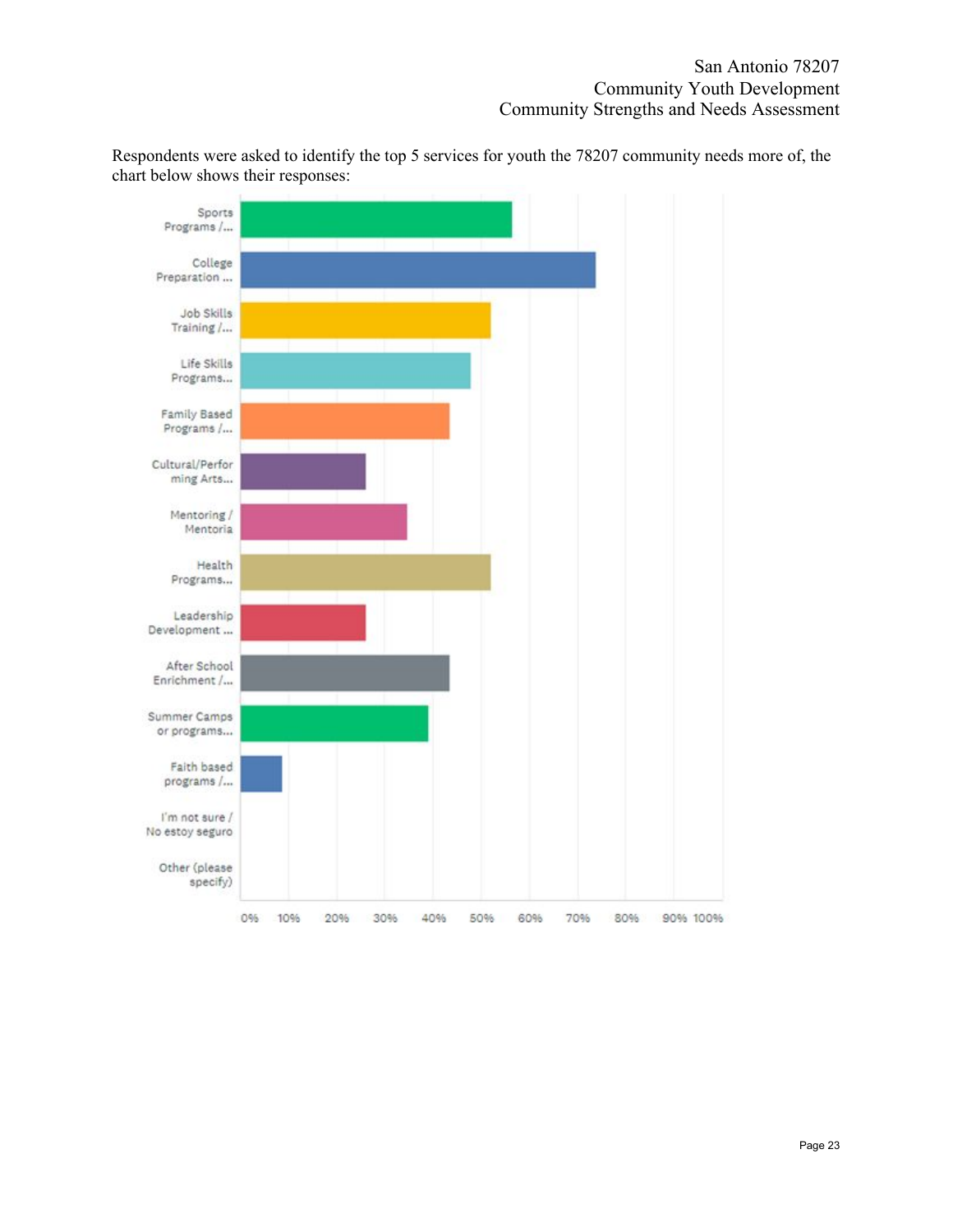Respondents were asked to identify the top 5 services for youth the 78207 community needs more of, the chart below shows their responses:

| Service | Approximate % |
|---|---|
| Sports Programs /... | 56% |
| College Preparation ... | 74% |
| Job Skills Training /... | 52% |
| Life Skills Programs... | 48% |
| Family Based Programs /... | 43% |
| Cultural/Performing Arts... | 26% |
| Mentoring / Mentoria | 35% |
| Health Programs... | 52% |
| Leadership Development ... | 26% |
| After School Enrichment /... | 43% |
| Summer Camps or programs... | 39% |
| Faith based programs /... | 9% |
| I'm not sure / No estoy seguro | 0% |
| Other (please specify) | 0% |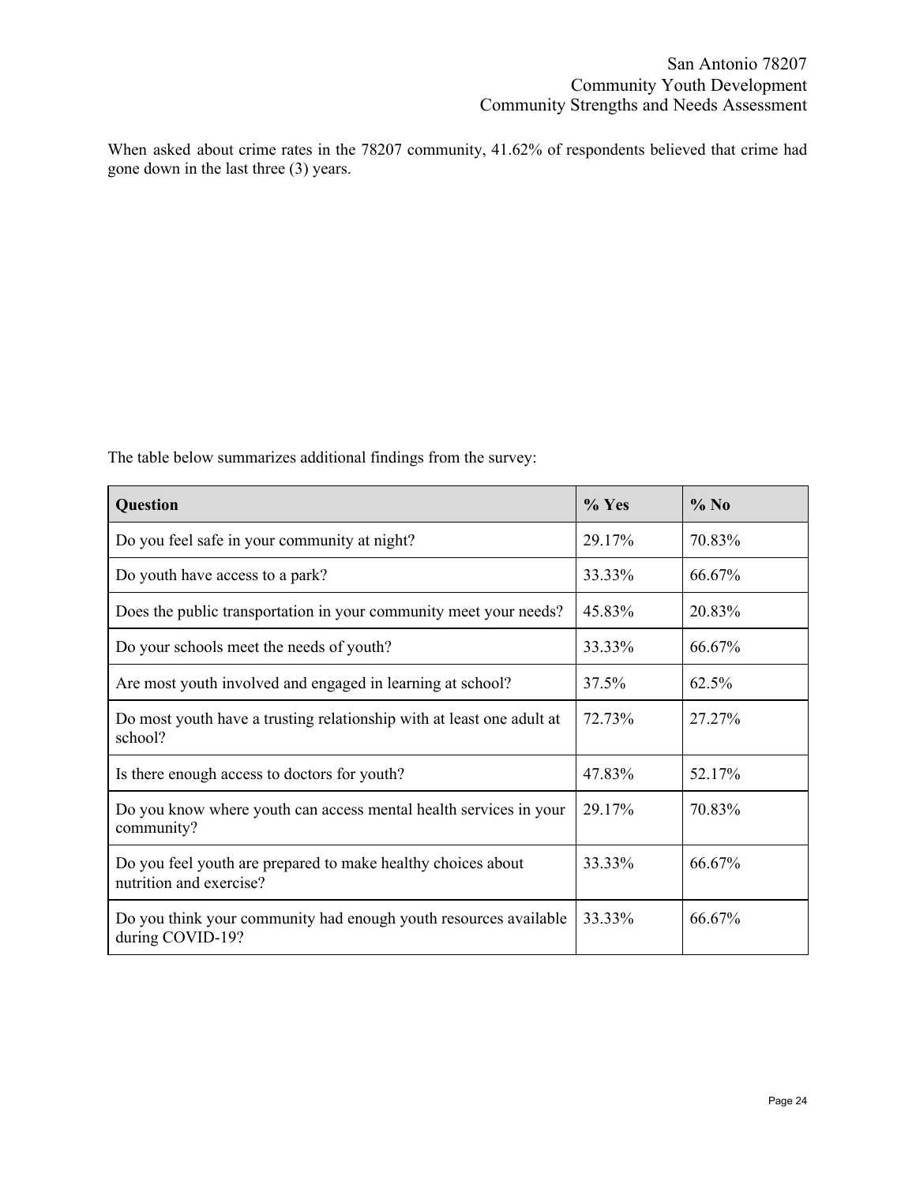When asked about crime rates in the 78207 community, 41.62% of respondents believed that crime had gone down in the last three (3) years.

The table below summarizes additional findings from the survey:

| Question | % Yes | % No |
|---|---|---|
| Do you feel safe in your community at night? | 29.17% | 70.83% |
| Do youth have access to a park? | 33.33% | 66.67% |
| Does the public transportation in your community meet your needs? | 45.83% | 20.83% |
| Do your schools meet the needs of youth? | 33.33% | 66.67% |
| Are most youth involved and engaged in learning at school? | 37.5% | 62.5% |
| Do most youth have a trusting relationship with at least one adult at school? | 72.73% | 27.27% |
| Is there enough access to doctors for youth? | 47.83% | 52.17% |
| Do you know where youth can access mental health services in your community? | 29.17% | 70.83% |
| Do you feel youth are prepared to make healthy choices about nutrition and exercise? | 33.33% | 66.67% |
| Do you think your community had enough youth resources available during COVID-19? | 33.33% | 66.67% |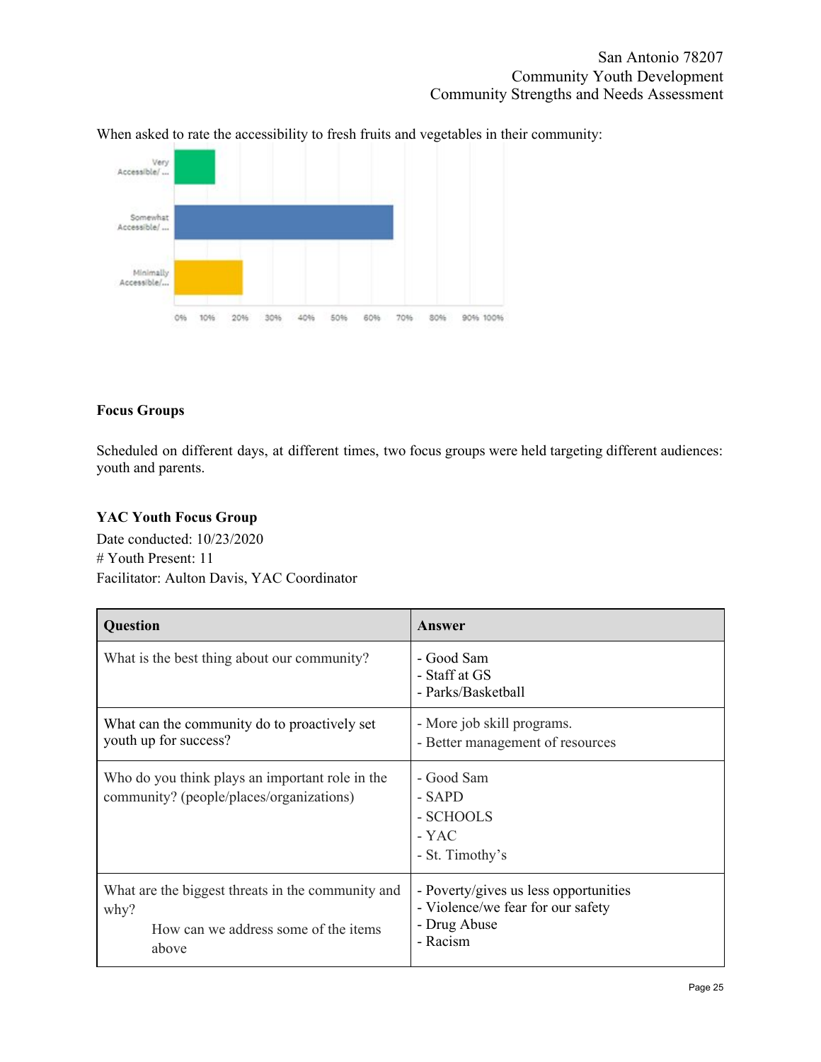When asked to rate the accessibility to fresh fruits and vegetables in their community:

**Focus Groups**

Scheduled on different days, at different times, two focus groups were held targeting different audiences: youth and parents.

**YAC Youth Focus Group**

Date conducted: 10/23/2020
# Youth Present: 11
Facilitator: Aulton Davis, YAC Coordinator

| Question | Answer |
|---|---|
| What is the best thing about our community? | - Good Sam<br>- Staff at GS<br>- Parks/Basketball |
| What can the community do to proactively set youth up for success? | - More job skill programs.<br>- Better management of resources |
| Who do you think plays an important role in the community? (people/places/organizations) | - Good Sam<br>- SAPD<br>- SCHOOLS<br>- YAC<br>- St. Timothy's |
| What are the biggest threats in the community and why?<br>How can we address some of the items above | - Poverty/gives us less opportunities<br>- Violence/we fear for our safety<br>- Drug Abuse<br>- Racism |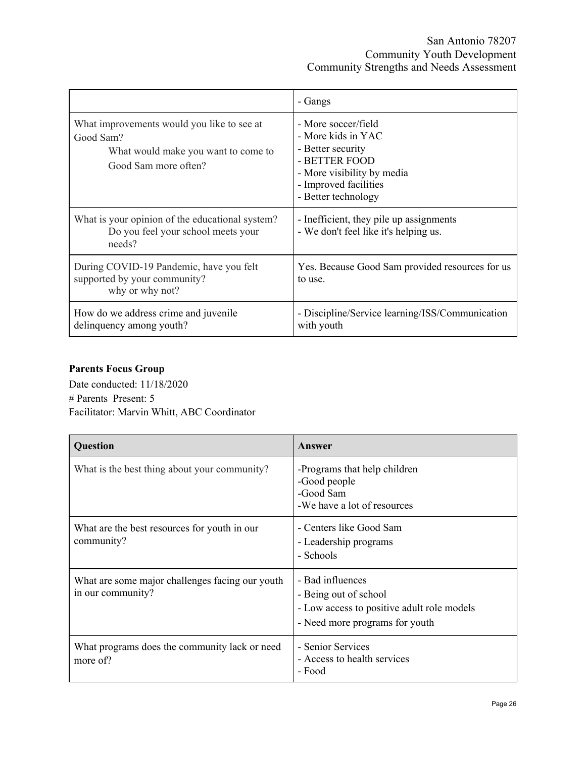| | |
|---|---|
| | - Gangs |
| What improvements would you like to see at Good Sam?<br>What would make you want to come to Good Sam more often? | - More soccer/field<br>- More kids in YAC<br>- Better security<br>- BETTER FOOD<br>- More visibility by media<br>- Improved facilities<br>- Better technology |
| What is your opinion of the educational system?<br>Do you feel your school meets your needs? | - Inefficient, they pile up assignments<br>- We don't feel like it's helping us. |
| During COVID-19 Pandemic, have you felt supported by your community?<br>why or why not? | Yes. Because Good Sam provided resources for us to use. |
| How do we address crime and juvenile delinquency among youth? | - Discipline/Service learning/ISS/Communication with youth |

**Parents Focus Group**

Date conducted: 11/18/2020
# Parents Present: 5
Facilitator: Marvin Whitt, ABC Coordinator

| Question | Answer |
|---|---|
| What is the best thing about your community? | -Programs that help children<br>-Good people<br>-Good Sam<br>-We have a lot of resources |
| What are the best resources for youth in our community? | - Centers like Good Sam<br>- Leadership programs<br>- Schools |
| What are some major challenges facing our youth in our community? | - Bad influences<br>- Being out of school<br>- Low access to positive adult role models<br>- Need more programs for youth |
| What programs does the community lack or need more of? | - Senior Services<br>- Access to health services<br>- Food |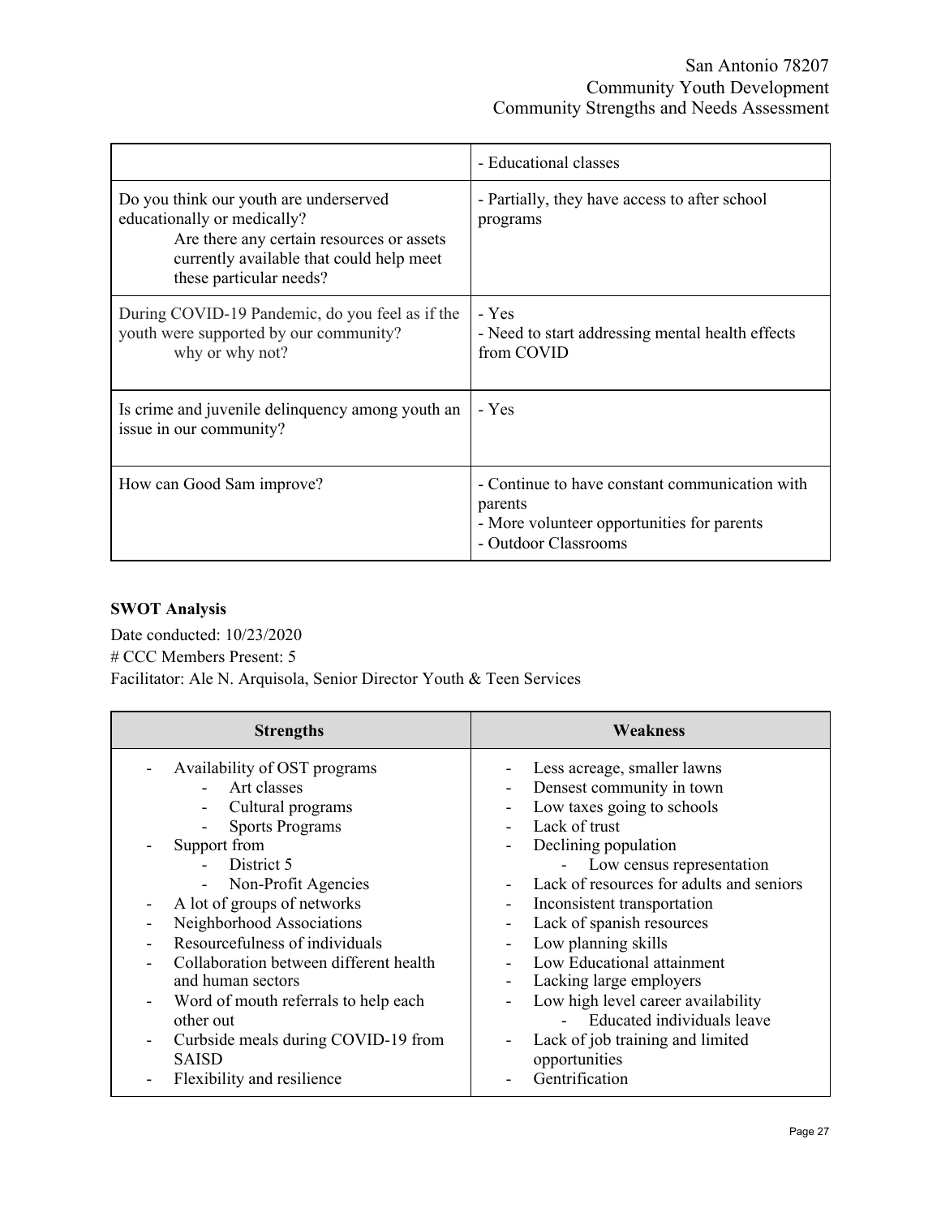| | |
|---|---|
| | - Educational classes |
| Do you think our youth are underserved educationally or medically?<br>Are there any certain resources or assets currently available that could help meet these particular needs? | - Partially, they have access to after school programs |
| During COVID-19 Pandemic, do you feel as if the youth were supported by our community?<br>why or why not? | - Yes<br>- Need to start addressing mental health effects from COVID |
| Is crime and juvenile delinquency among youth an issue in our community? | - Yes |
| How can Good Sam improve? | - Continue to have constant communication with parents<br>- More volunteer opportunities for parents<br>- Outdoor Classrooms |

**SWOT Analysis**

Date conducted: 10/23/2020

# CCC Members Present: 5

Facilitator: Ale N. Arquisola, Senior Director Youth & Teen Services

| Strengths | Weakness |
|---|---|
| - Availability of OST programs<br>&nbsp;&nbsp;&nbsp;&nbsp;- Art classes<br>&nbsp;&nbsp;&nbsp;&nbsp;- Cultural programs<br>&nbsp;&nbsp;&nbsp;&nbsp;- Sports Programs<br>- Support from<br>&nbsp;&nbsp;&nbsp;&nbsp;- District 5<br>&nbsp;&nbsp;&nbsp;&nbsp;- Non-Profit Agencies<br>- A lot of groups of networks<br>- Neighborhood Associations<br>- Resourcefulness of individuals<br>- Collaboration between different health and human sectors<br>- Word of mouth referrals to help each other out<br>- Curbside meals during COVID-19 from SAISD<br>- Flexibility and resilience | - Less acreage, smaller lawns<br>- Densest community in town<br>- Low taxes going to schools<br>- Lack of trust<br>- Declining population<br>&nbsp;&nbsp;&nbsp;&nbsp;- Low census representation<br>- Lack of resources for adults and seniors<br>- Inconsistent transportation<br>- Lack of spanish resources<br>- Low planning skills<br>- Low Educational attainment<br>- Lacking large employers<br>- Low high level career availability<br>&nbsp;&nbsp;&nbsp;&nbsp;- Educated individuals leave<br>- Lack of job training and limited opportunities<br>- Gentrification |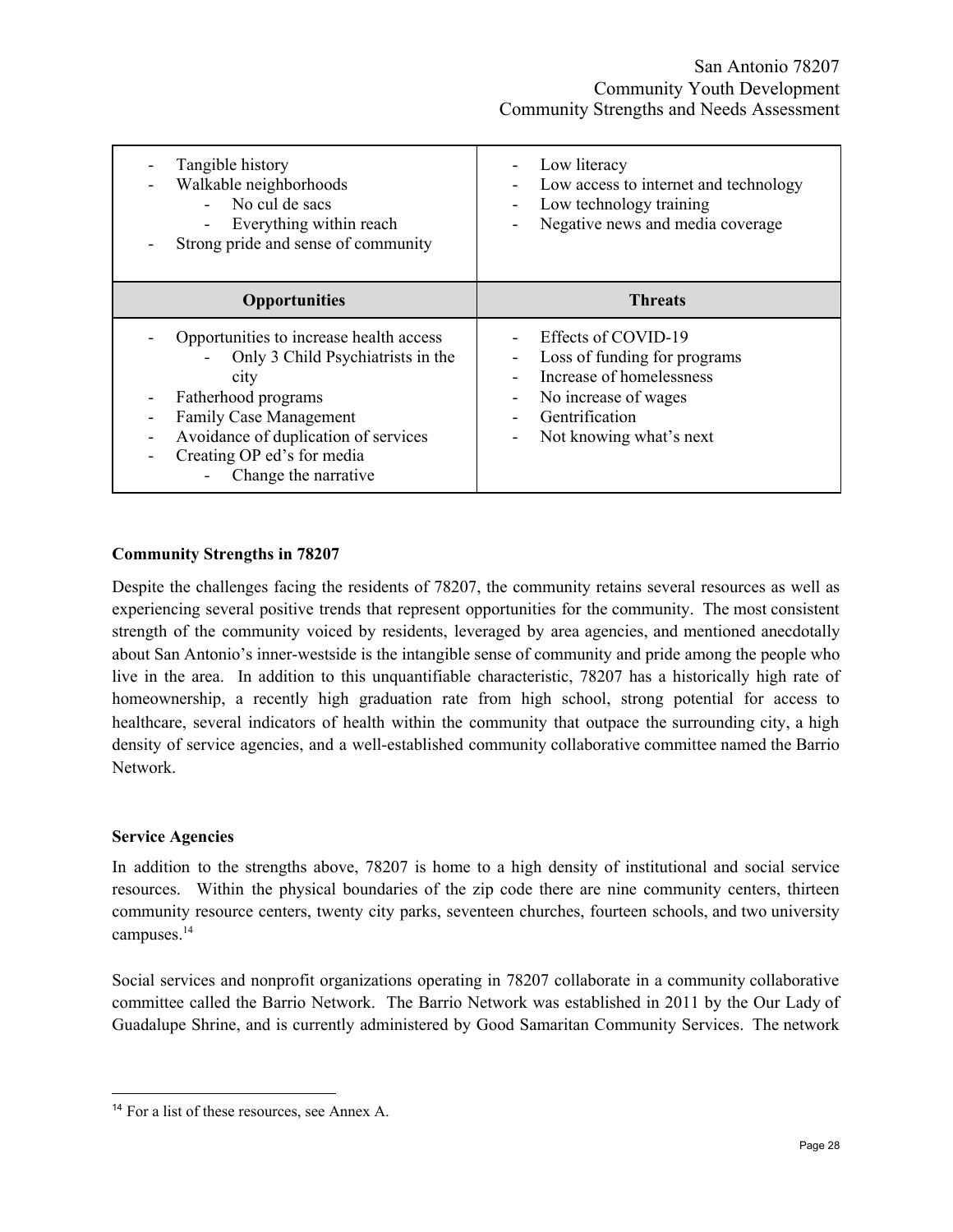| | |
|---|---|
| - Tangible history<br>- Walkable neighborhoods<br>&nbsp;&nbsp;&nbsp;&nbsp;- No cul de sacs<br>&nbsp;&nbsp;&nbsp;&nbsp;- Everything within reach<br>- Strong pride and sense of community | - Low literacy<br>- Low access to internet and technology<br>- Low technology training<br>- Negative news and media coverage |
| **Opportunities** | **Threats** |
| - Opportunities to increase health access<br>&nbsp;&nbsp;&nbsp;&nbsp;- Only 3 Child Psychiatrists in the city<br>- Fatherhood programs<br>- Family Case Management<br>- Avoidance of duplication of services<br>- Creating OP ed's for media<br>&nbsp;&nbsp;&nbsp;&nbsp;- Change the narrative | - Effects of COVID-19<br>- Loss of funding for programs<br>- Increase of homelessness<br>- No increase of wages<br>- Gentrification<br>- Not knowing what's next |

**Community Strengths in 78207**

Despite the challenges facing the residents of 78207, the community retains several resources as well as experiencing several positive trends that represent opportunities for the community. The most consistent strength of the community voiced by residents, leveraged by area agencies, and mentioned anecdotally about San Antonio's inner-westside is the intangible sense of community and pride among the people who live in the area. In addition to this unquantifiable characteristic, 78207 has a historically high rate of homeownership, a recently high graduation rate from high school, strong potential for access to healthcare, several indicators of health within the community that outpace the surrounding city, a high density of service agencies, and a well-established community collaborative committee named the Barrio Network.

**Service Agencies**

In addition to the strengths above, 78207 is home to a high density of institutional and social service resources. Within the physical boundaries of the zip code there are nine community centers, thirteen community resource centers, twenty city parks, seventeen churches, fourteen schools, and two university campuses.[14]

Social services and nonprofit organizations operating in 78207 collaborate in a community collaborative committee called the Barrio Network. The Barrio Network was established in 2011 by the Our Lady of Guadalupe Shrine, and is currently administered by Good Samaritan Community Services. The network

[14] For a list of these resources, see Annex A.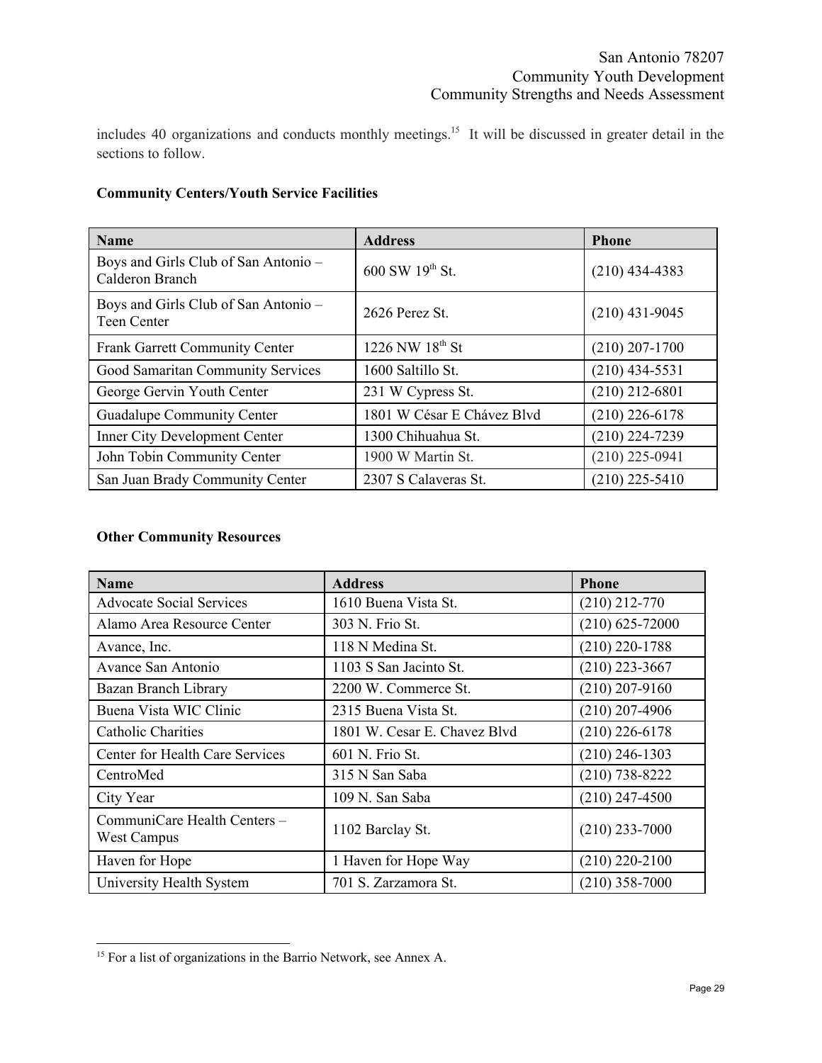includes 40 organizations and conducts monthly meetings.[15] It will be discussed in greater detail in the sections to follow.

**Community Centers/Youth Service Facilities**

| Name | Address | Phone |
|---|---|---|
| Boys and Girls Club of San Antonio – Calderon Branch | 600 SW 19th St. | (210) 434-4383 |
| Boys and Girls Club of San Antonio – Teen Center | 2626 Perez St. | (210) 431-9045 |
| Frank Garrett Community Center | 1226 NW 18th St | (210) 207-1700 |
| Good Samaritan Community Services | 1600 Saltillo St. | (210) 434-5531 |
| George Gervin Youth Center | 231 W Cypress St. | (210) 212-6801 |
| Guadalupe Community Center | 1801 W César E Chávez Blvd | (210) 226-6178 |
| Inner City Development Center | 1300 Chihuahua St. | (210) 224-7239 |
| John Tobin Community Center | 1900 W Martin St. | (210) 225-0941 |
| San Juan Brady Community Center | 2307 S Calaveras St. | (210) 225-5410 |

**Other Community Resources**

| Name | Address | Phone |
|---|---|---|
| Advocate Social Services | 1610 Buena Vista St. | (210) 212-770 |
| Alamo Area Resource Center | 303 N. Frio St. | (210) 625-72000 |
| Avance, Inc. | 118 N Medina St. | (210) 220-1788 |
| Avance San Antonio | 1103 S San Jacinto St. | (210) 223-3667 |
| Bazan Branch Library | 2200 W. Commerce St. | (210) 207-9160 |
| Buena Vista WIC Clinic | 2315 Buena Vista St. | (210) 207-4906 |
| Catholic Charities | 1801 W. Cesar E. Chavez Blvd | (210) 226-6178 |
| Center for Health Care Services | 601 N. Frio St. | (210) 246-1303 |
| CentroMed | 315 N San Saba | (210) 738-8222 |
| City Year | 109 N. San Saba | (210) 247-4500 |
| CommuniCare Health Centers – West Campus | 1102 Barclay St. | (210) 233-7000 |
| Haven for Hope | 1 Haven for Hope Way | (210) 220-2100 |
| University Health System | 701 S. Zarzamora St. | (210) 358-7000 |

[15] For a list of organizations in the Barrio Network, see Annex A.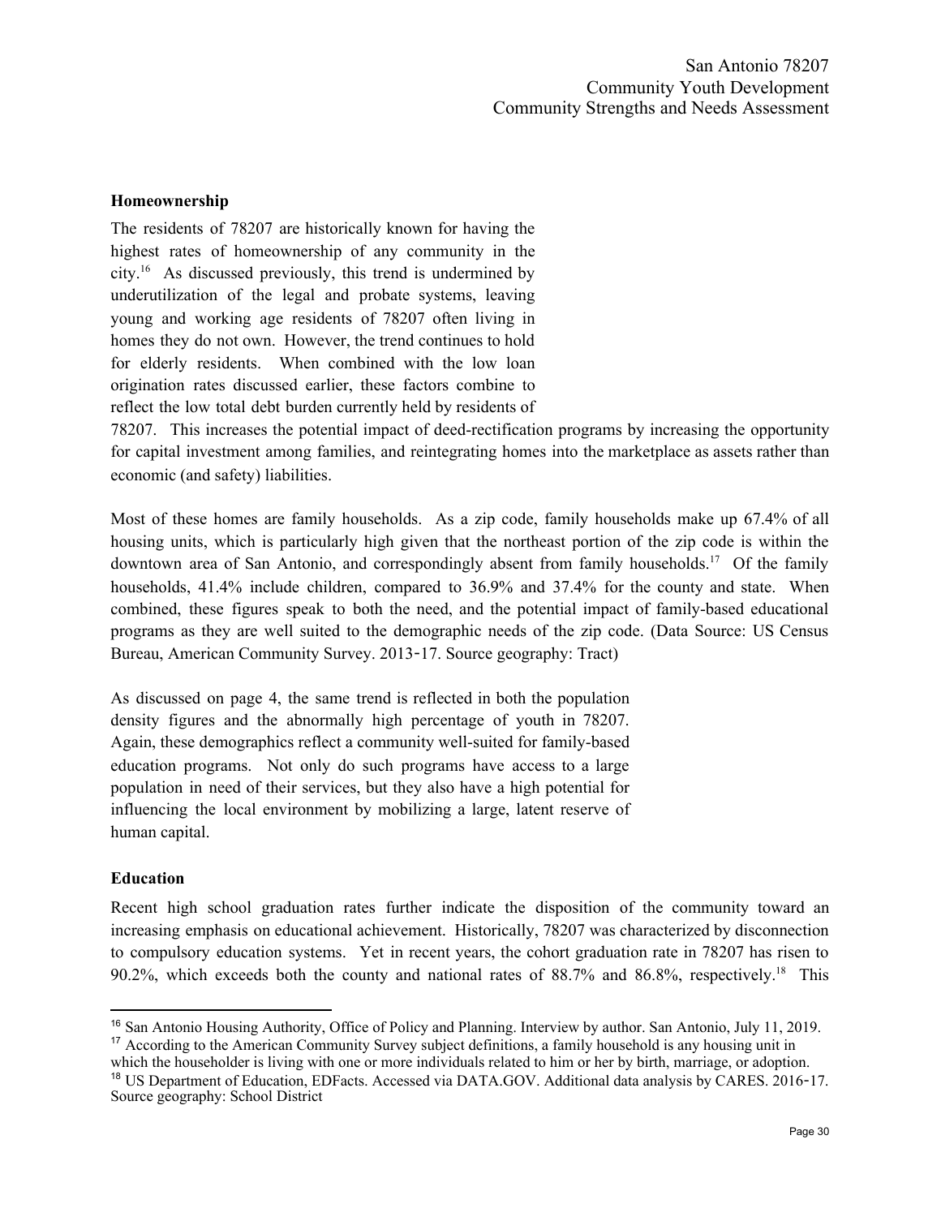### Homeownership

The residents of 78207 are historically known for having the highest rates of homeownership of any community in the city.[16] As discussed previously, this trend is undermined by underutilization of the legal and probate systems, leaving young and working age residents of 78207 often living in homes they do not own. However, the trend continues to hold for elderly residents. When combined with the low loan origination rates discussed earlier, these factors combine to reflect the low total debt burden currently held by residents of 78207. This increases the potential impact of deed-rectification programs by increasing the opportunity for capital investment among families, and reintegrating homes into the marketplace as assets rather than economic (and safety) liabilities.

Most of these homes are family households. As a zip code, family households make up 67.4% of all housing units, which is particularly high given that the northeast portion of the zip code is within the downtown area of San Antonio, and correspondingly absent from family households.[17] Of the family households, 41.4% include children, compared to 36.9% and 37.4% for the county and state. When combined, these figures speak to both the need, and the potential impact of family-based educational programs as they are well suited to the demographic needs of the zip code. (Data Source: US Census Bureau, American Community Survey. 2013-17. Source geography: Tract)

As discussed on page 4, the same trend is reflected in both the population density figures and the abnormally high percentage of youth in 78207. Again, these demographics reflect a community well-suited for family-based education programs. Not only do such programs have access to a large population in need of their services, but they also have a high potential for influencing the local environment by mobilizing a large, latent reserve of human capital.

### Education

Recent high school graduation rates further indicate the disposition of the community toward an increasing emphasis on educational achievement. Historically, 78207 was characterized by disconnection to compulsory education systems. Yet in recent years, the cohort graduation rate in 78207 has risen to 90.2%, which exceeds both the county and national rates of 88.7% and 86.8%, respectively.[18] This

---

[16] San Antonio Housing Authority, Office of Policy and Planning. Interview by author. San Antonio, July 11, 2019.

[17] According to the American Community Survey subject definitions, a family household is any housing unit in which the householder is living with one or more individuals related to him or her by birth, marriage, or adoption.

[18] US Department of Education, EDFacts. Accessed via DATA.GOV. Additional data analysis by CARES. 2016-17. Source geography: School District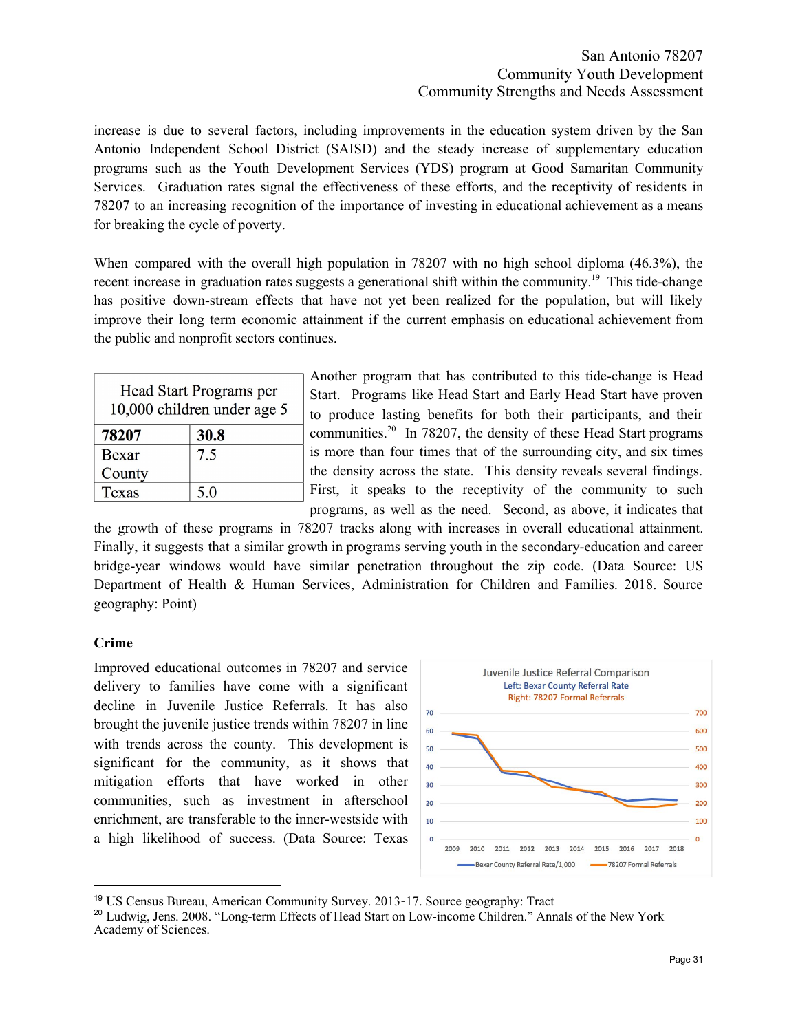increase is due to several factors, including improvements in the education system driven by the San Antonio Independent School District (SAISD) and the steady increase of supplementary education programs such as the Youth Development Services (YDS) program at Good Samaritan Community Services. Graduation rates signal the effectiveness of these efforts, and the receptivity of residents in 78207 to an increasing recognition of the importance of investing in educational achievement as a means for breaking the cycle of poverty.

When compared with the overall high population in 78207 with no high school diploma (46.3%), the recent increase in graduation rates suggests a generational shift within the community.[19] This tide-change has positive down-stream effects that have not yet been realized for the population, but will likely improve their long term economic attainment if the current emphasis on educational achievement from the public and nonprofit sectors continues.

| Head Start Programs per 10,000 children under age 5 | |
|---|---|
| **78207** | **30.8** |
| Bexar County | 7.5 |
| Texas | 5.0 |

Another program that has contributed to this tide-change is Head Start. Programs like Head Start and Early Head Start have proven to produce lasting benefits for both their participants, and their communities.[20] In 78207, the density of these Head Start programs is more than four times that of the surrounding city, and six times the density across the state. This density reveals several findings. First, it speaks to the receptivity of the community to such programs, as well as the need. Second, as above, it indicates that the growth of these programs in 78207 tracks along with increases in overall educational attainment. Finally, it suggests that a similar growth in programs serving youth in the secondary-education and career bridge-year windows would have similar penetration throughout the zip code. (Data Source: US Department of Health & Human Services, Administration for Children and Families. 2018. Source geography: Point)

**Crime**

Improved educational outcomes in 78207 and service delivery to families have come with a significant decline in Juvenile Justice Referrals. It has also brought the juvenile justice trends within 78207 in line with trends across the county. This development is significant for the community, as it shows that mitigation efforts that have worked in other communities, such as investment in afterschool enrichment, are transferable to the inner-westside with a high likelihood of success. (Data Source: Texas

Juvenile Justice Referral Comparison
Left: Bexar County Referral Rate
Right: 78207 Formal Referrals

Bexar County Referral Rate/1,000 — 78207 Formal Referrals

---

[19] US Census Bureau, American Community Survey. 2013-17. Source geography: Tract

[20] Ludwig, Jens. 2008. "Long-term Effects of Head Start on Low-income Children." Annals of the New York Academy of Sciences.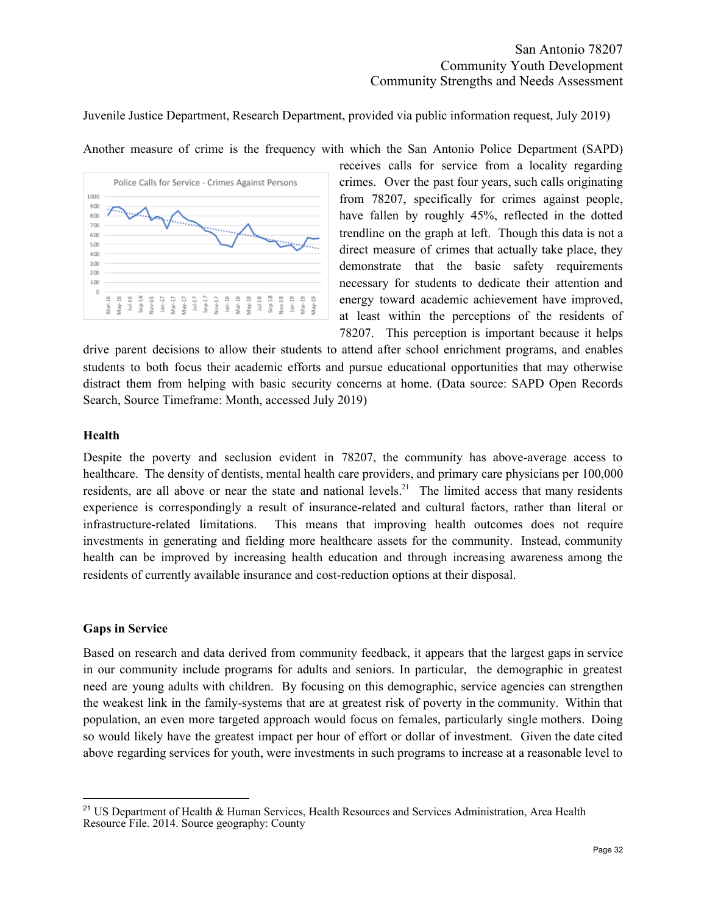Juvenile Justice Department, Research Department, provided via public information request, July 2019)

Another measure of crime is the frequency with which the San Antonio Police Department (SAPD) receives calls for service from a locality regarding crimes. Over the past four years, such calls originating from 78207, specifically for crimes against people, have fallen by roughly 45%, reflected in the dotted trendline on the graph at left. Though this data is not a direct measure of crimes that actually take place, they demonstrate that the basic safety requirements necessary for students to dedicate their attention and energy toward academic achievement have improved, at least within the perceptions of the residents of 78207. This perception is important because it helps drive parent decisions to allow their students to attend after school enrichment programs, and enables students to both focus their academic efforts and pursue educational opportunities that may otherwise distract them from helping with basic security concerns at home. (Data source: SAPD Open Records Search, Source Timeframe: Month, accessed July 2019)

## Health

Despite the poverty and seclusion evident in 78207, the community has above-average access to healthcare. The density of dentists, mental health care providers, and primary care physicians per 100,000 residents, are all above or near the state and national levels.[21] The limited access that many residents experience is correspondingly a result of insurance-related and cultural factors, rather than literal or infrastructure-related limitations. This means that improving health outcomes does not require investments in generating and fielding more healthcare assets for the community. Instead, community health can be improved by increasing health education and through increasing awareness among the residents of currently available insurance and cost-reduction options at their disposal.

## Gaps in Service

Based on research and data derived from community feedback, it appears that the largest gaps in service in our community include programs for adults and seniors. In particular, the demographic in greatest need are young adults with children. By focusing on this demographic, service agencies can strengthen the weakest link in the family-systems that are at greatest risk of poverty in the community. Within that population, an even more targeted approach would focus on females, particularly single mothers. Doing so would likely have the greatest impact per hour of effort or dollar of investment. Given the date cited above regarding services for youth, were investments in such programs to increase at a reasonable level to

[21] US Department of Health & Human Services, Health Resources and Services Administration, Area Health Resource File. 2014. Source geography: County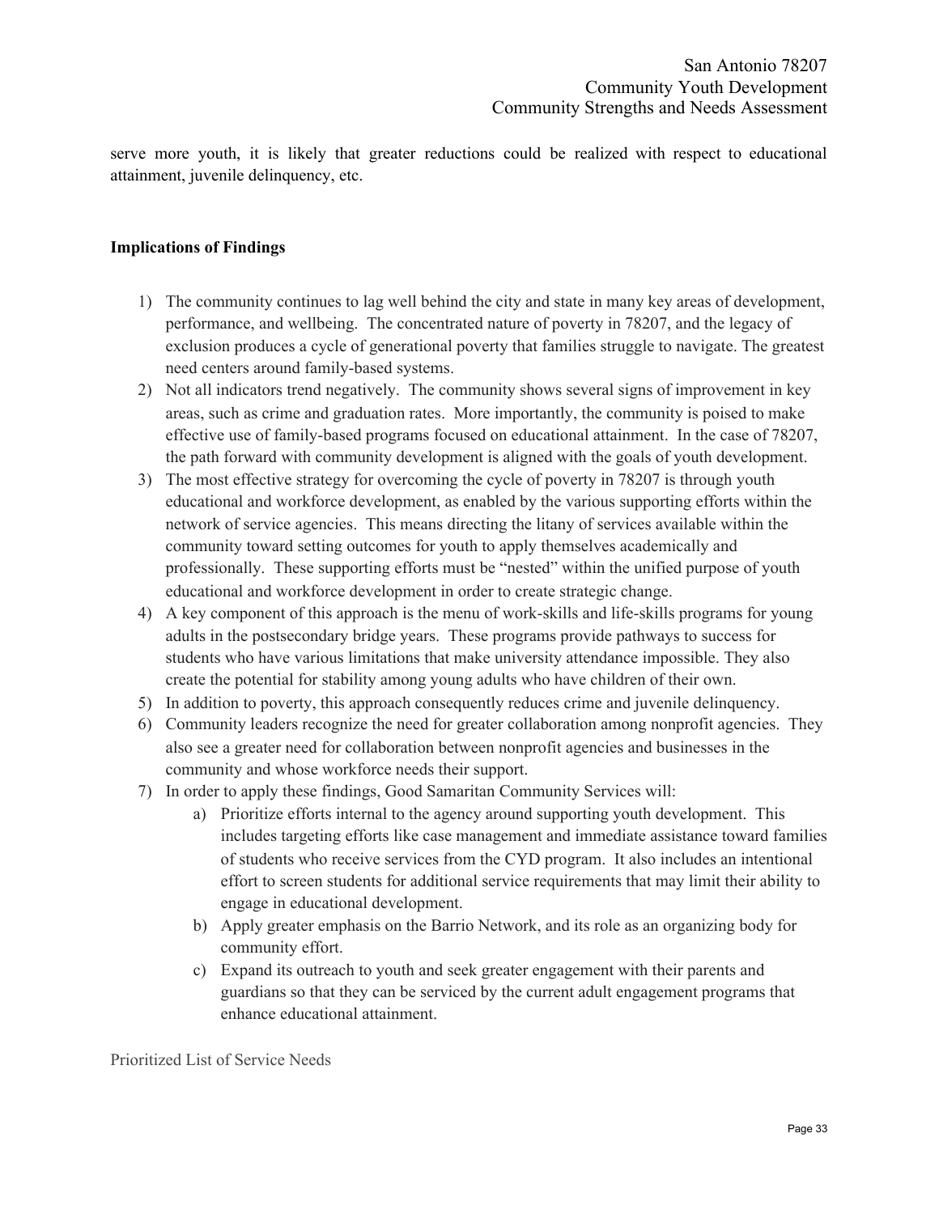serve more youth, it is likely that greater reductions could be realized with respect to educational attainment, juvenile delinquency, etc.

**Implications of Findings**

1) The community continues to lag well behind the city and state in many key areas of development, performance, and wellbeing. The concentrated nature of poverty in 78207, and the legacy of exclusion produces a cycle of generational poverty that families struggle to navigate. The greatest need centers around family-based systems.
2) Not all indicators trend negatively. The community shows several signs of improvement in key areas, such as crime and graduation rates. More importantly, the community is poised to make effective use of family-based programs focused on educational attainment. In the case of 78207, the path forward with community development is aligned with the goals of youth development.
3) The most effective strategy for overcoming the cycle of poverty in 78207 is through youth educational and workforce development, as enabled by the various supporting efforts within the network of service agencies. This means directing the litany of services available within the community toward setting outcomes for youth to apply themselves academically and professionally. These supporting efforts must be "nested" within the unified purpose of youth educational and workforce development in order to create strategic change.
4) A key component of this approach is the menu of work-skills and life-skills programs for young adults in the postsecondary bridge years. These programs provide pathways to success for students who have various limitations that make university attendance impossible. They also create the potential for stability among young adults who have children of their own.
5) In addition to poverty, this approach consequently reduces crime and juvenile delinquency.
6) Community leaders recognize the need for greater collaboration among nonprofit agencies. They also see a greater need for collaboration between nonprofit agencies and businesses in the community and whose workforce needs their support.
7) In order to apply these findings, Good Samaritan Community Services will:
    a) Prioritize efforts internal to the agency around supporting youth development. This includes targeting efforts like case management and immediate assistance toward families of students who receive services from the CYD program. It also includes an intentional effort to screen students for additional service requirements that may limit their ability to engage in educational development.
    b) Apply greater emphasis on the Barrio Network, and its role as an organizing body for community effort.
    c) Expand its outreach to youth and seek greater engagement with their parents and guardians so that they can be serviced by the current adult engagement programs that enhance educational attainment.

Prioritized List of Service Needs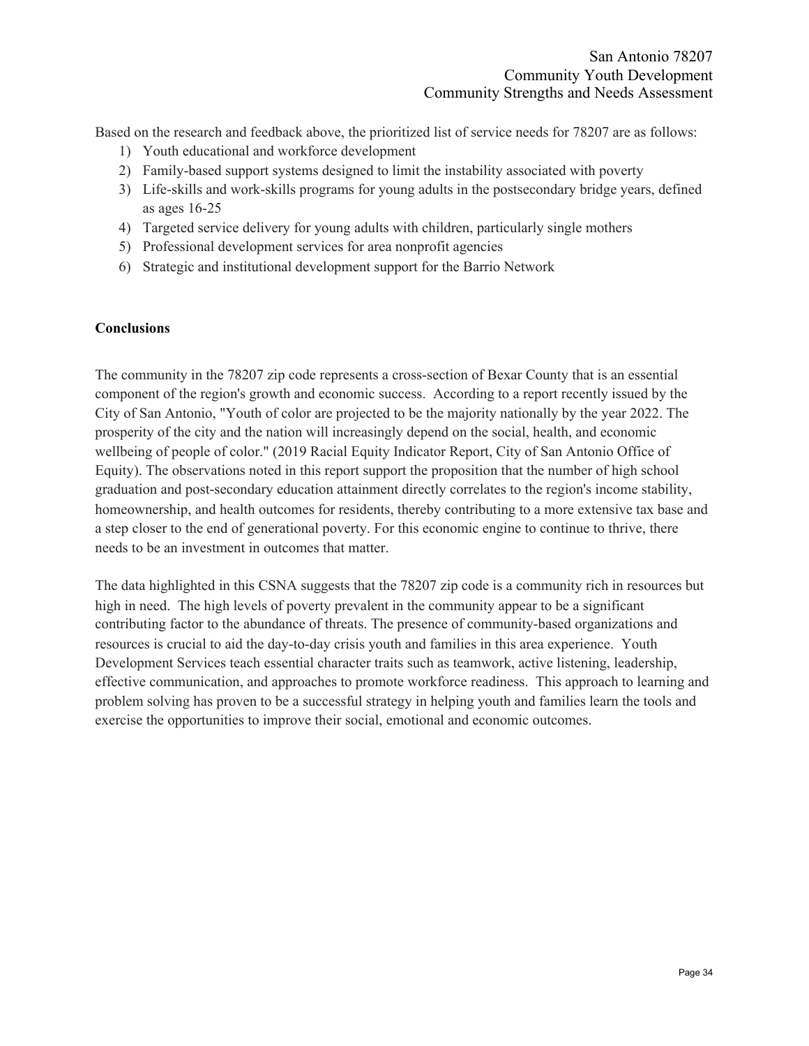Based on the research and feedback above, the prioritized list of service needs for 78207 are as follows:

1) Youth educational and workforce development
2) Family-based support systems designed to limit the instability associated with poverty
3) Life-skills and work-skills programs for young adults in the postsecondary bridge years, defined as ages 16-25
4) Targeted service delivery for young adults with children, particularly single mothers
5) Professional development services for area nonprofit agencies
6) Strategic and institutional development support for the Barrio Network

**Conclusions**

The community in the 78207 zip code represents a cross-section of Bexar County that is an essential component of the region's growth and economic success. According to a report recently issued by the City of San Antonio, "Youth of color are projected to be the majority nationally by the year 2022. The prosperity of the city and the nation will increasingly depend on the social, health, and economic wellbeing of people of color." (2019 Racial Equity Indicator Report, City of San Antonio Office of Equity). The observations noted in this report support the proposition that the number of high school graduation and post-secondary education attainment directly correlates to the region's income stability, homeownership, and health outcomes for residents, thereby contributing to a more extensive tax base and a step closer to the end of generational poverty. For this economic engine to continue to thrive, there needs to be an investment in outcomes that matter.

The data highlighted in this CSNA suggests that the 78207 zip code is a community rich in resources but high in need. The high levels of poverty prevalent in the community appear to be a significant contributing factor to the abundance of threats. The presence of community-based organizations and resources is crucial to aid the day-to-day crisis youth and families in this area experience. Youth Development Services teach essential character traits such as teamwork, active listening, leadership, effective communication, and approaches to promote workforce readiness. This approach to learning and problem solving has proven to be a successful strategy in helping youth and families learn the tools and exercise the opportunities to improve their social, emotional and economic outcomes.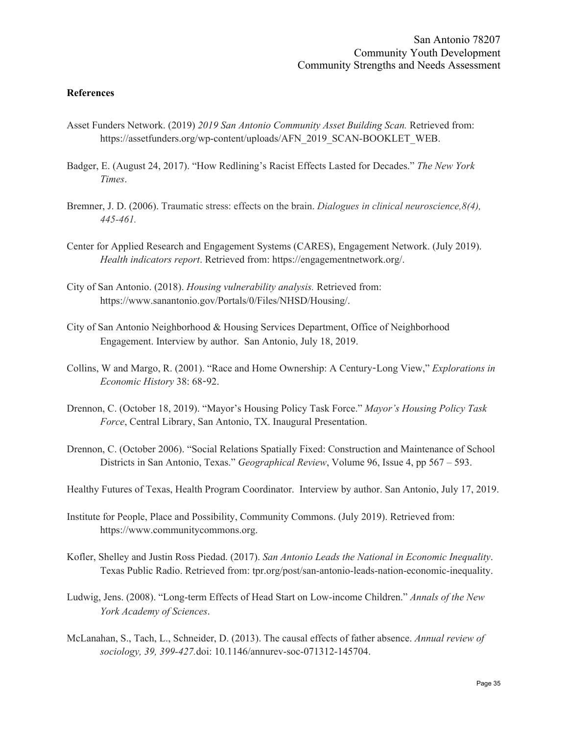**References**

Asset Funders Network. (2019) *2019 San Antonio Community Asset Building Scan.* Retrieved from: https://assetfunders.org/wp-content/uploads/AFN_2019_SCAN-BOOKLET_WEB.

Badger, E. (August 24, 2017). "How Redlining's Racist Effects Lasted for Decades." *The New York Times*.

Bremner, J. D. (2006). Traumatic stress: effects on the brain. *Dialogues in clinical neuroscience,8(4), 445-461.*

Center for Applied Research and Engagement Systems (CARES), Engagement Network. (July 2019). *Health indicators report*. Retrieved from: https://engagementnetwork.org/.

City of San Antonio. (2018). *Housing vulnerability analysis.* Retrieved from: https://www.sanantonio.gov/Portals/0/Files/NHSD/Housing/.

City of San Antonio Neighborhood & Housing Services Department, Office of Neighborhood Engagement. Interview by author. San Antonio, July 18, 2019.

Collins, W and Margo, R. (2001). "Race and Home Ownership: A Century‐Long View," *Explorations in Economic History* 38: 68‐92.

Drennon, C. (October 18, 2019). "Mayor's Housing Policy Task Force." *Mayor's Housing Policy Task Force*, Central Library, San Antonio, TX. Inaugural Presentation.

Drennon, C. (October 2006). "Social Relations Spatially Fixed: Construction and Maintenance of School Districts in San Antonio, Texas." *Geographical Review*, Volume 96, Issue 4, pp 567 – 593.

Healthy Futures of Texas, Health Program Coordinator. Interview by author. San Antonio, July 17, 2019.

Institute for People, Place and Possibility, Community Commons. (July 2019). Retrieved from: https://www.communitycommons.org.

Kofler, Shelley and Justin Ross Piedad. (2017). *San Antonio Leads the National in Economic Inequality*. Texas Public Radio. Retrieved from: tpr.org/post/san-antonio-leads-nation-economic-inequality.

Ludwig, Jens. (2008). "Long-term Effects of Head Start on Low-income Children." *Annals of the New York Academy of Sciences*.

McLanahan, S., Tach, L., Schneider, D. (2013). The causal effects of father absence. *Annual review of sociology, 39, 399-427.*doi: 10.1146/annurev-soc-071312-145704.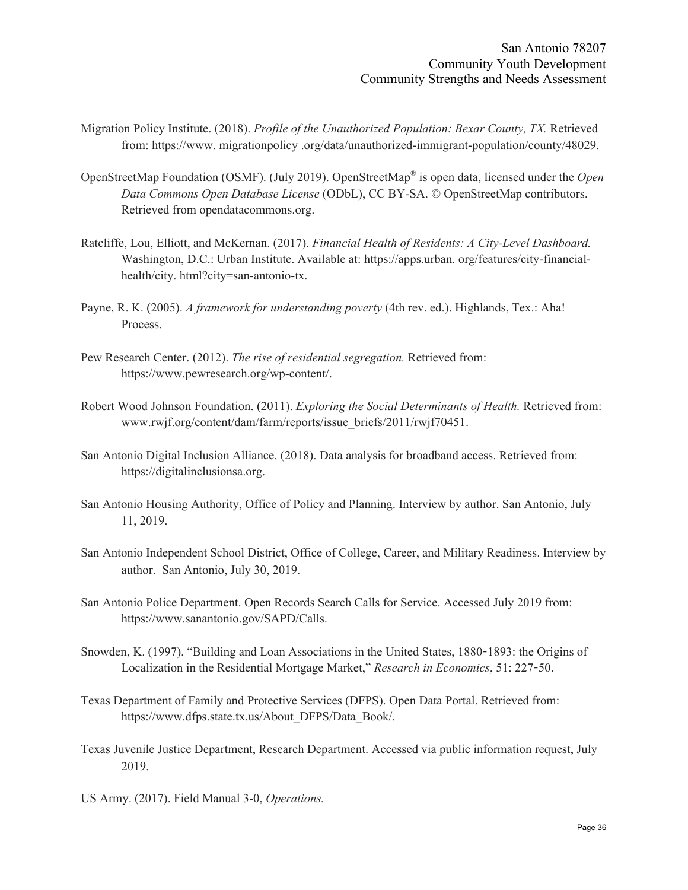Migration Policy Institute. (2018). *Profile of the Unauthorized Population: Bexar County, TX.* Retrieved from: https://www. migrationpolicy .org/data/unauthorized-immigrant-population/county/48029.

OpenStreetMap Foundation (OSMF). (July 2019). OpenStreetMap® is open data, licensed under the *Open Data Commons Open Database License* (ODbL), CC BY-SA. © OpenStreetMap contributors. Retrieved from opendatacommons.org.

Ratcliffe, Lou, Elliott, and McKernan. (2017). *Financial Health of Residents: A City-Level Dashboard.* Washington, D.C.: Urban Institute. Available at: https://apps.urban. org/features/city-financial-health/city. html?city=san-antonio-tx.

Payne, R. K. (2005). *A framework for understanding poverty* (4th rev. ed.). Highlands, Tex.: Aha! Process.

Pew Research Center. (2012). *The rise of residential segregation.* Retrieved from: https://www.pewresearch.org/wp-content/.

Robert Wood Johnson Foundation. (2011). *Exploring the Social Determinants of Health.* Retrieved from: www.rwjf.org/content/dam/farm/reports/issue_briefs/2011/rwjf70451.

San Antonio Digital Inclusion Alliance. (2018). Data analysis for broadband access. Retrieved from: https://digitalinclusionsa.org.

San Antonio Housing Authority, Office of Policy and Planning. Interview by author. San Antonio, July 11, 2019.

San Antonio Independent School District, Office of College, Career, and Military Readiness. Interview by author. San Antonio, July 30, 2019.

San Antonio Police Department. Open Records Search Calls for Service. Accessed July 2019 from: https://www.sanantonio.gov/SAPD/Calls.

Snowden, K. (1997). "Building and Loan Associations in the United States, 1880-1893: the Origins of Localization in the Residential Mortgage Market," *Research in Economics*, 51: 227-50.

Texas Department of Family and Protective Services (DFPS). Open Data Portal. Retrieved from: https://www.dfps.state.tx.us/About_DFPS/Data_Book/.

Texas Juvenile Justice Department, Research Department. Accessed via public information request, July 2019.

US Army. (2017). Field Manual 3-0, *Operations.*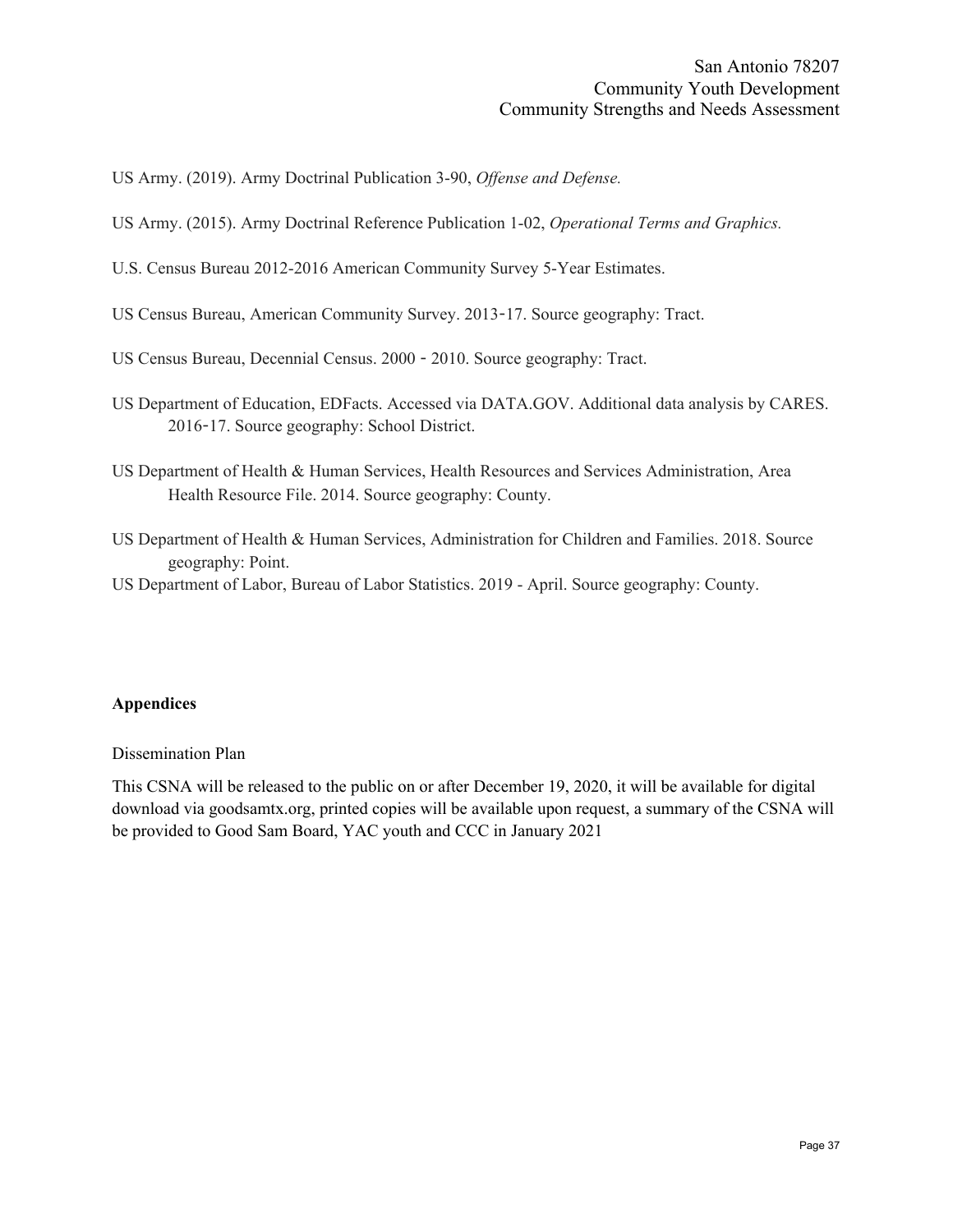US Army. (2019). Army Doctrinal Publication 3-90, *Offense and Defense.*

US Army. (2015). Army Doctrinal Reference Publication 1-02, *Operational Terms and Graphics.*

U.S. Census Bureau 2012-2016 American Community Survey 5-Year Estimates.

US Census Bureau, American Community Survey. 2013‑17. Source geography: Tract.

US Census Bureau, Decennial Census. 2000 ‑ 2010. Source geography: Tract.

US Department of Education, EDFacts. Accessed via DATA.GOV. Additional data analysis by CARES. 2016‑17. Source geography: School District.

US Department of Health & Human Services, Health Resources and Services Administration, Area Health Resource File. 2014. Source geography: County.

US Department of Health & Human Services, Administration for Children and Families. 2018. Source geography: Point.

US Department of Labor, Bureau of Labor Statistics. 2019 - April. Source geography: County.

**Appendices**

Dissemination Plan

This CSNA will be released to the public on or after December 19, 2020, it will be available for digital download via goodsamtx.org, printed copies will be available upon request, a summary of the CSNA will be provided to Good Sam Board, YAC youth and CCC in January 2021